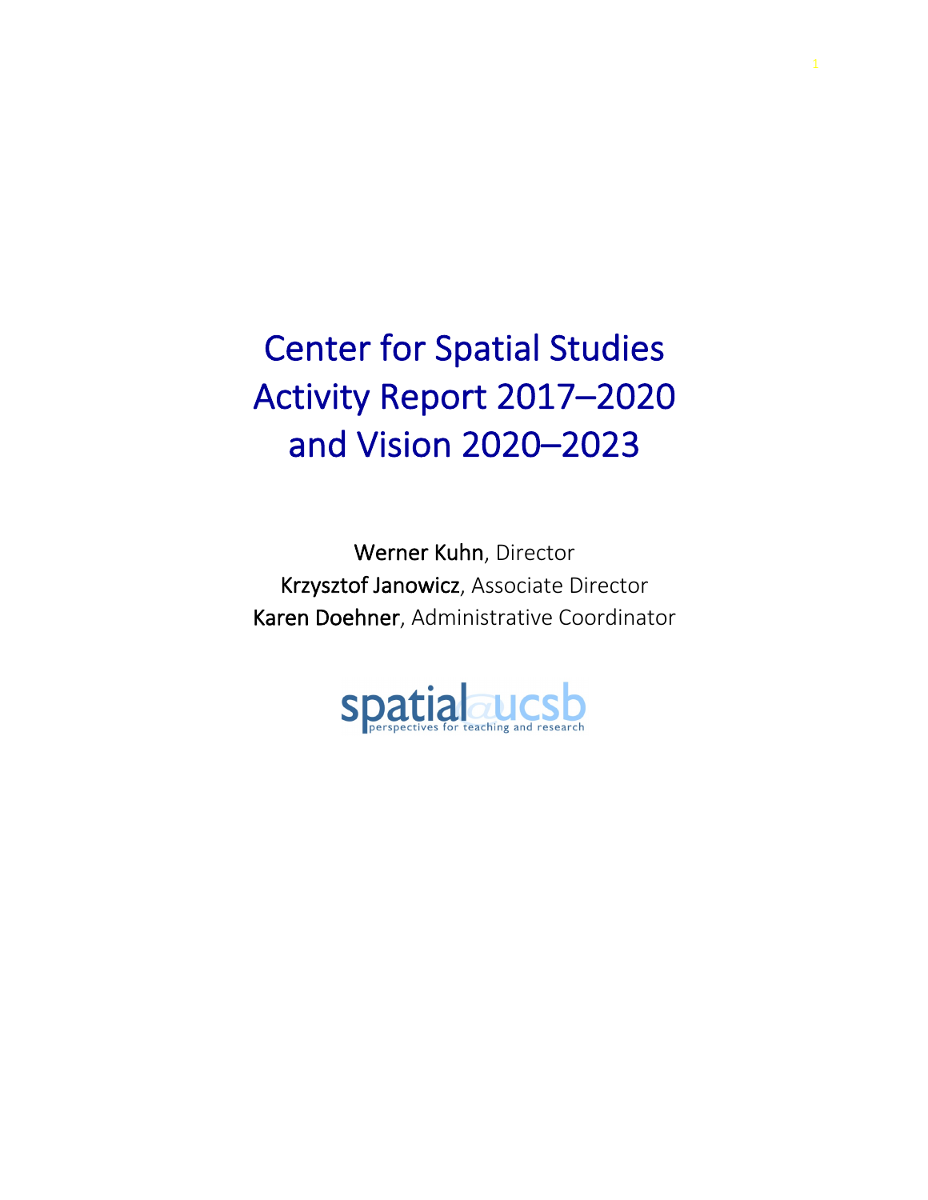# Center for Spatial Studies Activity Report 2017–2020 and Vision 2020–2023

**Werner Kuhn**, Director
**Krzysztof Janowicz**, Associate Director
**Karen Doehner**, Administrative Coordinator

spatial@ucsb
perspectives for teaching and research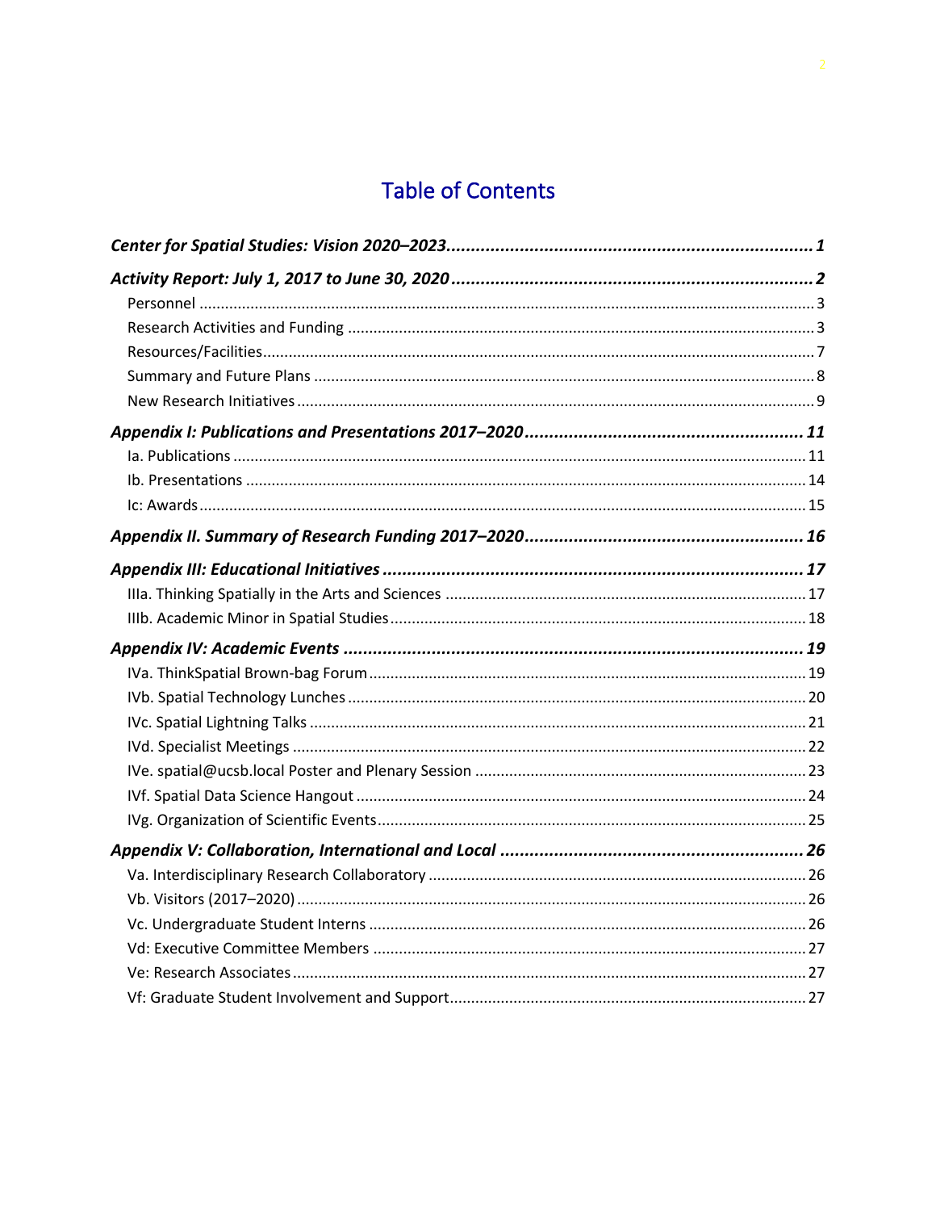# Table of Contents

*Center for Spatial Studies: Vision 2020–2023* ........ 1

*Activity Report: July 1, 2017 to June 30, 2020* ........ 2

- Personnel ........ 3
- Research Activities and Funding ........ 3
- Resources/Facilities ........ 7
- Summary and Future Plans ........ 8
- New Research Initiatives ........ 9

*Appendix I: Publications and Presentations 2017–2020* ........ 11

- Ia. Publications ........ 11
- Ib. Presentations ........ 14
- Ic: Awards ........ 15

*Appendix II. Summary of Research Funding 2017–2020* ........ 16

*Appendix III: Educational Initiatives* ........ 17

- IIIa. Thinking Spatially in the Arts and Sciences ........ 17
- IIIb. Academic Minor in Spatial Studies ........ 18

*Appendix IV: Academic Events* ........ 19

- IVa. ThinkSpatial Brown-bag Forum ........ 19
- IVb. Spatial Technology Lunches ........ 20
- IVc. Spatial Lightning Talks ........ 21
- IVd. Specialist Meetings ........ 22
- IVe. spatial@ucsb.local Poster and Plenary Session ........ 23
- IVf. Spatial Data Science Hangout ........ 24
- IVg. Organization of Scientific Events ........ 25

*Appendix V: Collaboration, International and Local* ........ 26

- Va. Interdisciplinary Research Collaboratory ........ 26
- Vb. Visitors (2017–2020) ........ 26
- Vc. Undergraduate Student Interns ........ 26
- Vd: Executive Committee Members ........ 27
- Ve: Research Associates ........ 27
- Vf: Graduate Student Involvement and Support ........ 27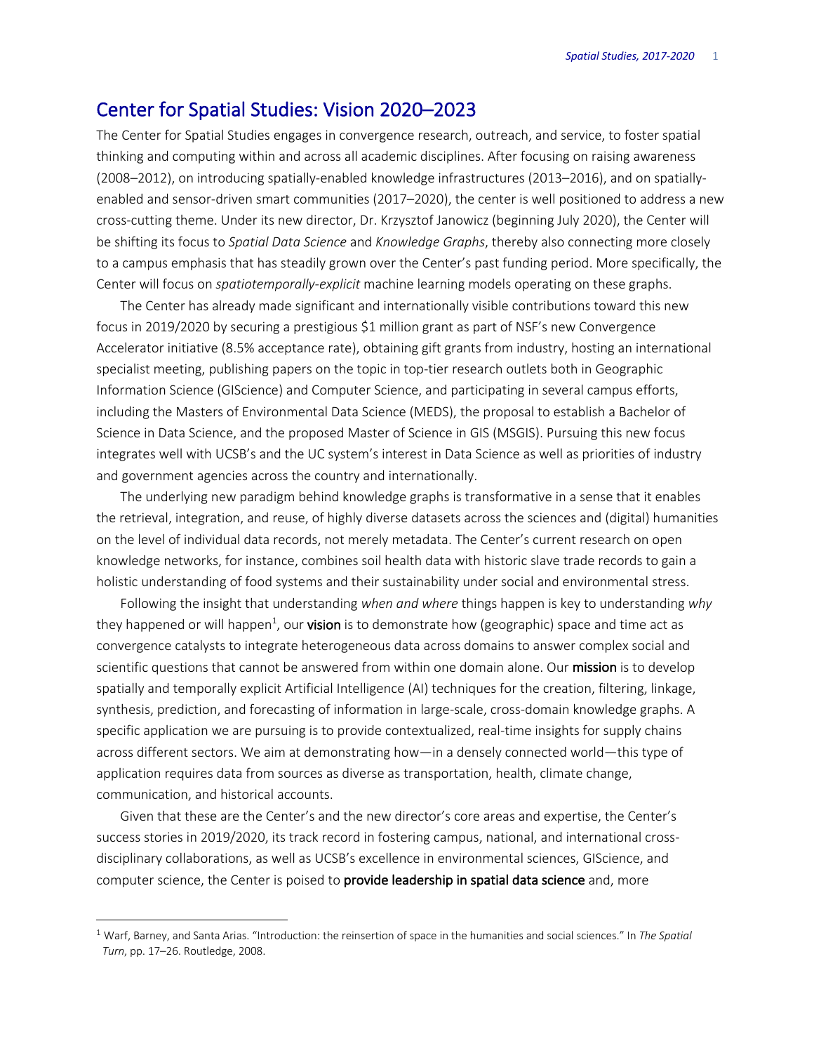## Center for Spatial Studies: Vision 2020–2023

The Center for Spatial Studies engages in convergence research, outreach, and service, to foster spatial thinking and computing within and across all academic disciplines. After focusing on raising awareness (2008–2012), on introducing spatially-enabled knowledge infrastructures (2013–2016), and on spatially-enabled and sensor-driven smart communities (2017–2020), the center is well positioned to address a new cross-cutting theme. Under its new director, Dr. Krzysztof Janowicz (beginning July 2020), the Center will be shifting its focus to *Spatial Data Science* and *Knowledge Graphs*, thereby also connecting more closely to a campus emphasis that has steadily grown over the Center's past funding period. More specifically, the Center will focus on *spatiotemporally-explicit* machine learning models operating on these graphs.

The Center has already made significant and internationally visible contributions toward this new focus in 2019/2020 by securing a prestigious $1 million grant as part of NSF's new Convergence Accelerator initiative (8.5% acceptance rate), obtaining gift grants from industry, hosting an international specialist meeting, publishing papers on the topic in top-tier research outlets both in Geographic Information Science (GIScience) and Computer Science, and participating in several campus efforts, including the Masters of Environmental Data Science (MEDS), the proposal to establish a Bachelor of Science in Data Science, and the proposed Master of Science in GIS (MSGIS). Pursuing this new focus integrates well with UCSB's and the UC system's interest in Data Science as well as priorities of industry and government agencies across the country and internationally.

The underlying new paradigm behind knowledge graphs is transformative in a sense that it enables the retrieval, integration, and reuse, of highly diverse datasets across the sciences and (digital) humanities on the level of individual data records, not merely metadata. The Center's current research on open knowledge networks, for instance, combines soil health data with historic slave trade records to gain a holistic understanding of food systems and their sustainability under social and environmental stress.

Following the insight that understanding *when and where* things happen is key to understanding *why* they happened or will happen[1], our **vision** is to demonstrate how (geographic) space and time act as convergence catalysts to integrate heterogeneous data across domains to answer complex social and scientific questions that cannot be answered from within one domain alone. Our **mission** is to develop spatially and temporally explicit Artificial Intelligence (AI) techniques for the creation, filtering, linkage, synthesis, prediction, and forecasting of information in large-scale, cross-domain knowledge graphs. A specific application we are pursuing is to provide contextualized, real-time insights for supply chains across different sectors. We aim at demonstrating how—in a densely connected world—this type of application requires data from sources as diverse as transportation, health, climate change, communication, and historical accounts.

Given that these are the Center's and the new director's core areas and expertise, the Center's success stories in 2019/2020, its track record in fostering campus, national, and international cross-disciplinary collaborations, as well as UCSB's excellence in environmental sciences, GIScience, and computer science, the Center is poised to **provide leadership in spatial data science** and, more

---

[1] Warf, Barney, and Santa Arias. "Introduction: the reinsertion of space in the humanities and social sciences." In *The Spatial Turn*, pp. 17–26. Routledge, 2008.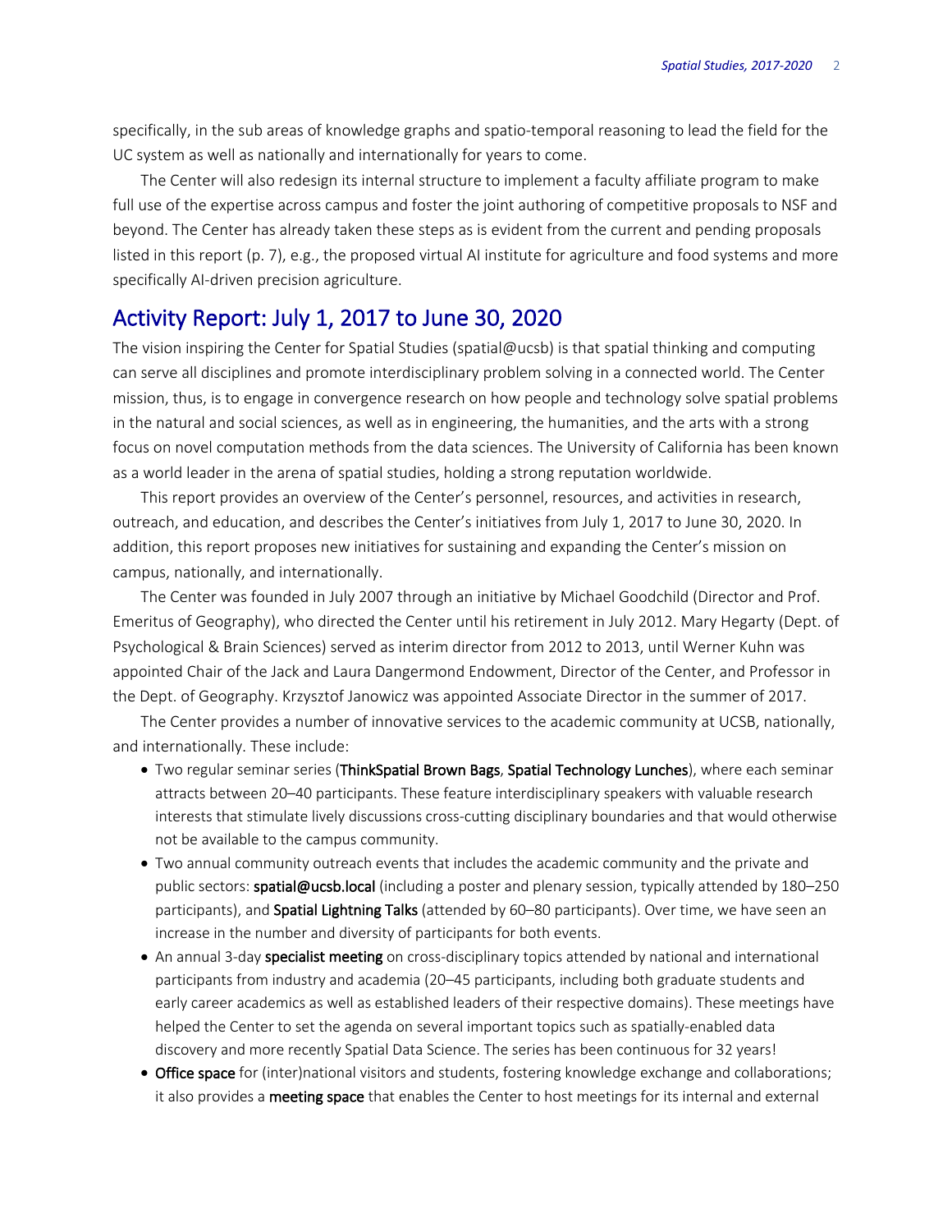specifically, in the sub areas of knowledge graphs and spatio-temporal reasoning to lead the field for the UC system as well as nationally and internationally for years to come.

The Center will also redesign its internal structure to implement a faculty affiliate program to make full use of the expertise across campus and foster the joint authoring of competitive proposals to NSF and beyond. The Center has already taken these steps as is evident from the current and pending proposals listed in this report (p. 7), e.g., the proposed virtual AI institute for agriculture and food systems and more specifically AI-driven precision agriculture.

## Activity Report: July 1, 2017 to June 30, 2020

The vision inspiring the Center for Spatial Studies (spatial@ucsb) is that spatial thinking and computing can serve all disciplines and promote interdisciplinary problem solving in a connected world. The Center mission, thus, is to engage in convergence research on how people and technology solve spatial problems in the natural and social sciences, as well as in engineering, the humanities, and the arts with a strong focus on novel computation methods from the data sciences. The University of California has been known as a world leader in the arena of spatial studies, holding a strong reputation worldwide.

This report provides an overview of the Center's personnel, resources, and activities in research, outreach, and education, and describes the Center's initiatives from July 1, 2017 to June 30, 2020. In addition, this report proposes new initiatives for sustaining and expanding the Center's mission on campus, nationally, and internationally.

The Center was founded in July 2007 through an initiative by Michael Goodchild (Director and Prof. Emeritus of Geography), who directed the Center until his retirement in July 2012. Mary Hegarty (Dept. of Psychological & Brain Sciences) served as interim director from 2012 to 2013, until Werner Kuhn was appointed Chair of the Jack and Laura Dangermond Endowment, Director of the Center, and Professor in the Dept. of Geography. Krzysztof Janowicz was appointed Associate Director in the summer of 2017.

The Center provides a number of innovative services to the academic community at UCSB, nationally, and internationally. These include:

- Two regular seminar series (**ThinkSpatial Brown Bags**, **Spatial Technology Lunches**), where each seminar attracts between 20–40 participants. These feature interdisciplinary speakers with valuable research interests that stimulate lively discussions cross-cutting disciplinary boundaries and that would otherwise not be available to the campus community.
- Two annual community outreach events that includes the academic community and the private and public sectors: **spatial@ucsb.local** (including a poster and plenary session, typically attended by 180–250 participants), and **Spatial Lightning Talks** (attended by 60–80 participants). Over time, we have seen an increase in the number and diversity of participants for both events.
- An annual 3-day **specialist meeting** on cross-disciplinary topics attended by national and international participants from industry and academia (20–45 participants, including both graduate students and early career academics as well as established leaders of their respective domains). These meetings have helped the Center to set the agenda on several important topics such as spatially-enabled data discovery and more recently Spatial Data Science. The series has been continuous for 32 years!
- **Office space** for (inter)national visitors and students, fostering knowledge exchange and collaborations; it also provides a **meeting space** that enables the Center to host meetings for its internal and external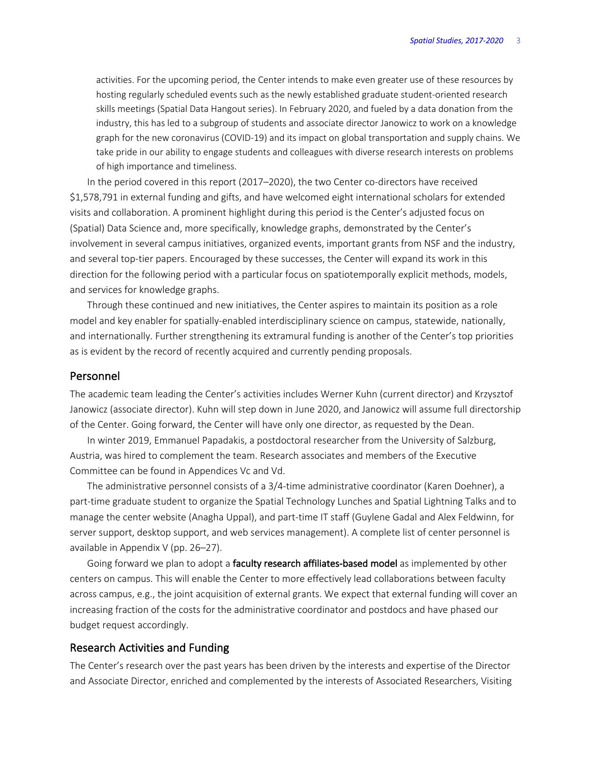activities. For the upcoming period, the Center intends to make even greater use of these resources by hosting regularly scheduled events such as the newly established graduate student-oriented research skills meetings (Spatial Data Hangout series). In February 2020, and fueled by a data donation from the industry, this has led to a subgroup of students and associate director Janowicz to work on a knowledge graph for the new coronavirus (COVID-19) and its impact on global transportation and supply chains. We take pride in our ability to engage students and colleagues with diverse research interests on problems of high importance and timeliness.

In the period covered in this report (2017–2020), the two Center co-directors have received $1,578,791 in external funding and gifts, and have welcomed eight international scholars for extended visits and collaboration. A prominent highlight during this period is the Center's adjusted focus on (Spatial) Data Science and, more specifically, knowledge graphs, demonstrated by the Center's involvement in several campus initiatives, organized events, important grants from NSF and the industry, and several top-tier papers. Encouraged by these successes, the Center will expand its work in this direction for the following period with a particular focus on spatiotemporally explicit methods, models, and services for knowledge graphs.

Through these continued and new initiatives, the Center aspires to maintain its position as a role model and key enabler for spatially-enabled interdisciplinary science on campus, statewide, nationally, and internationally. Further strengthening its extramural funding is another of the Center's top priorities as is evident by the record of recently acquired and currently pending proposals.

## Personnel

The academic team leading the Center's activities includes Werner Kuhn (current director) and Krzysztof Janowicz (associate director). Kuhn will step down in June 2020, and Janowicz will assume full directorship of the Center. Going forward, the Center will have only one director, as requested by the Dean.

In winter 2019, Emmanuel Papadakis, a postdoctoral researcher from the University of Salzburg, Austria, was hired to complement the team. Research associates and members of the Executive Committee can be found in Appendices Vc and Vd.

The administrative personnel consists of a 3/4-time administrative coordinator (Karen Doehner), a part-time graduate student to organize the Spatial Technology Lunches and Spatial Lightning Talks and to manage the center website (Anagha Uppal), and part-time IT staff (Guylene Gadal and Alex Feldwinn, for server support, desktop support, and web services management). A complete list of center personnel is available in Appendix V (pp. 26–27).

Going forward we plan to adopt a **faculty research affiliates-based model** as implemented by other centers on campus. This will enable the Center to more effectively lead collaborations between faculty across campus, e.g., the joint acquisition of external grants. We expect that external funding will cover an increasing fraction of the costs for the administrative coordinator and postdocs and have phased our budget request accordingly.

## Research Activities and Funding

The Center's research over the past years has been driven by the interests and expertise of the Director and Associate Director, enriched and complemented by the interests of Associated Researchers, Visiting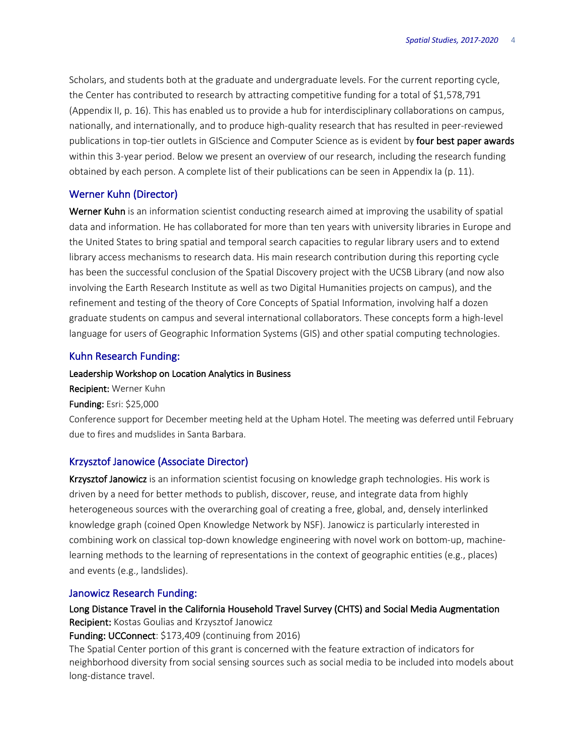Scholars, and students both at the graduate and undergraduate levels. For the current reporting cycle, the Center has contributed to research by attracting competitive funding for a total of $1,578,791 (Appendix II, p. 16). This has enabled us to provide a hub for interdisciplinary collaborations on campus, nationally, and internationally, and to produce high-quality research that has resulted in peer-reviewed publications in top-tier outlets in GIScience and Computer Science as is evident by **four best paper awards** within this 3-year period. Below we present an overview of our research, including the research funding obtained by each person. A complete list of their publications can be seen in Appendix Ia (p. 11).

### Werner Kuhn (Director)

**Werner Kuhn** is an information scientist conducting research aimed at improving the usability of spatial data and information. He has collaborated for more than ten years with university libraries in Europe and the United States to bring spatial and temporal search capacities to regular library users and to extend library access mechanisms to research data. His main research contribution during this reporting cycle has been the successful conclusion of the Spatial Discovery project with the UCSB Library (and now also involving the Earth Research Institute as well as two Digital Humanities projects on campus), and the refinement and testing of the theory of Core Concepts of Spatial Information, involving half a dozen graduate students on campus and several international collaborators. These concepts form a high-level language for users of Geographic Information Systems (GIS) and other spatial computing technologies.

### Kuhn Research Funding:

**Leadership Workshop on Location Analytics in Business**
**Recipient:** Werner Kuhn
**Funding:** Esri: $25,000
Conference support for December meeting held at the Upham Hotel. The meeting was deferred until February due to fires and mudslides in Santa Barbara.

### Krzysztof Janowice (Associate Director)

**Krzysztof Janowicz** is an information scientist focusing on knowledge graph technologies. His work is driven by a need for better methods to publish, discover, reuse, and integrate data from highly heterogeneous sources with the overarching goal of creating a free, global, and, densely interlinked knowledge graph (coined Open Knowledge Network by NSF). Janowicz is particularly interested in combining work on classical top-down knowledge engineering with novel work on bottom-up, machine-learning methods to the learning of representations in the context of geographic entities (e.g., places) and events (e.g., landslides).

### Janowicz Research Funding:

**Long Distance Travel in the California Household Travel Survey (CHTS) and Social Media Augmentation**
**Recipient:** Kostas Goulias and Krzysztof Janowicz
**Funding: UCConnect**: $173,409 (continuing from 2016)
The Spatial Center portion of this grant is concerned with the feature extraction of indicators for neighborhood diversity from social sensing sources such as social media to be included into models about long-distance travel.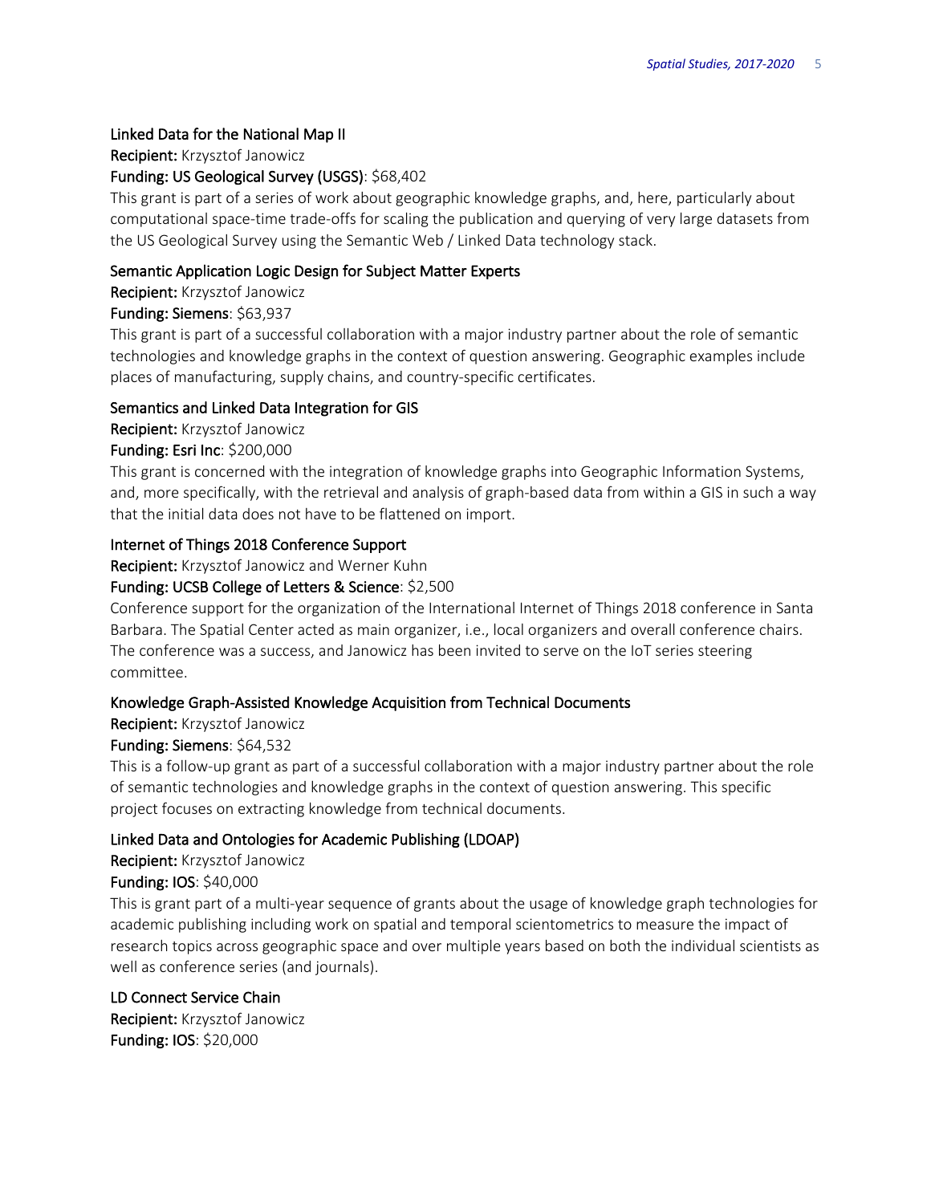#### Linked Data for the National Map II

**Recipient:** Krzysztof Janowicz

**Funding: US Geological Survey (USGS)**: $68,402

This grant is part of a series of work about geographic knowledge graphs, and, here, particularly about computational space-time trade-offs for scaling the publication and querying of very large datasets from the US Geological Survey using the Semantic Web / Linked Data technology stack.

#### Semantic Application Logic Design for Subject Matter Experts

**Recipient:** Krzysztof Janowicz

**Funding: Siemens**: $63,937

This grant is part of a successful collaboration with a major industry partner about the role of semantic technologies and knowledge graphs in the context of question answering. Geographic examples include places of manufacturing, supply chains, and country-specific certificates.

#### Semantics and Linked Data Integration for GIS

**Recipient:** Krzysztof Janowicz

**Funding: Esri Inc**: $200,000

This grant is concerned with the integration of knowledge graphs into Geographic Information Systems, and, more specifically, with the retrieval and analysis of graph-based data from within a GIS in such a way that the initial data does not have to be flattened on import.

#### Internet of Things 2018 Conference Support

**Recipient:** Krzysztof Janowicz and Werner Kuhn

**Funding: UCSB College of Letters & Science**: $2,500

Conference support for the organization of the International Internet of Things 2018 conference in Santa Barbara. The Spatial Center acted as main organizer, i.e., local organizers and overall conference chairs. The conference was a success, and Janowicz has been invited to serve on the IoT series steering committee.

#### Knowledge Graph-Assisted Knowledge Acquisition from Technical Documents

**Recipient:** Krzysztof Janowicz

**Funding: Siemens**: $64,532

This is a follow-up grant as part of a successful collaboration with a major industry partner about the role of semantic technologies and knowledge graphs in the context of question answering. This specific project focuses on extracting knowledge from technical documents.

#### Linked Data and Ontologies for Academic Publishing (LDOAP)

**Recipient:** Krzysztof Janowicz

**Funding: IOS**: $40,000

This is grant part of a multi-year sequence of grants about the usage of knowledge graph technologies for academic publishing including work on spatial and temporal scientometrics to measure the impact of research topics across geographic space and over multiple years based on both the individual scientists as well as conference series (and journals).

#### LD Connect Service Chain

**Recipient:** Krzysztof Janowicz

**Funding: IOS**: $20,000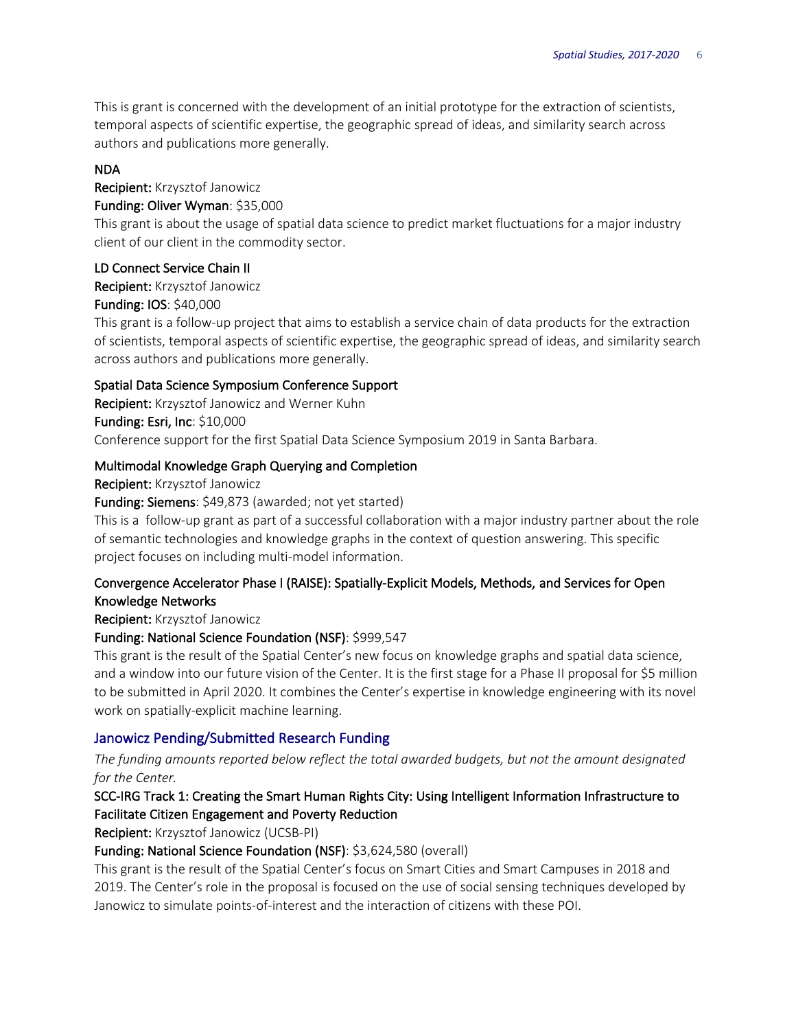This is grant is concerned with the development of an initial prototype for the extraction of scientists, temporal aspects of scientific expertise, the geographic spread of ideas, and similarity search across authors and publications more generally.

**NDA**
**Recipient:** Krzysztof Janowicz
**Funding: Oliver Wyman**: $35,000
This grant is about the usage of spatial data science to predict market fluctuations for a major industry client of our client in the commodity sector.

**LD Connect Service Chain II**
**Recipient:** Krzysztof Janowicz
**Funding: IOS**: $40,000
This grant is a follow-up project that aims to establish a service chain of data products for the extraction of scientists, temporal aspects of scientific expertise, the geographic spread of ideas, and similarity search across authors and publications more generally.

**Spatial Data Science Symposium Conference Support**
**Recipient:** Krzysztof Janowicz and Werner Kuhn
**Funding: Esri, Inc**: $10,000
Conference support for the first Spatial Data Science Symposium 2019 in Santa Barbara.

**Multimodal Knowledge Graph Querying and Completion**
**Recipient:** Krzysztof Janowicz
**Funding: Siemens**: $49,873 (awarded; not yet started)
This is a follow-up grant as part of a successful collaboration with a major industry partner about the role of semantic technologies and knowledge graphs in the context of question answering. This specific project focuses on including multi-model information.

**Convergence Accelerator Phase I (RAISE): Spatially-Explicit Models, Methods, and Services for Open Knowledge Networks**
**Recipient:** Krzysztof Janowicz
**Funding: National Science Foundation (NSF)**: $999,547
This grant is the result of the Spatial Center's new focus on knowledge graphs and spatial data science, and a window into our future vision of the Center. It is the first stage for a Phase II proposal for $5 million to be submitted in April 2020. It combines the Center's expertise in knowledge engineering with its novel work on spatially-explicit machine learning.

## Janowicz Pending/Submitted Research Funding

*The funding amounts reported below reflect the total awarded budgets, but not the amount designated for the Center.*

**SCC-IRG Track 1: Creating the Smart Human Rights City: Using Intelligent Information Infrastructure to Facilitate Citizen Engagement and Poverty Reduction**
**Recipient:** Krzysztof Janowicz (UCSB-PI)
**Funding: National Science Foundation (NSF)**: $3,624,580 (overall)
This grant is the result of the Spatial Center's focus on Smart Cities and Smart Campuses in 2018 and 2019. The Center's role in the proposal is focused on the use of social sensing techniques developed by Janowicz to simulate points-of-interest and the interaction of citizens with these POI.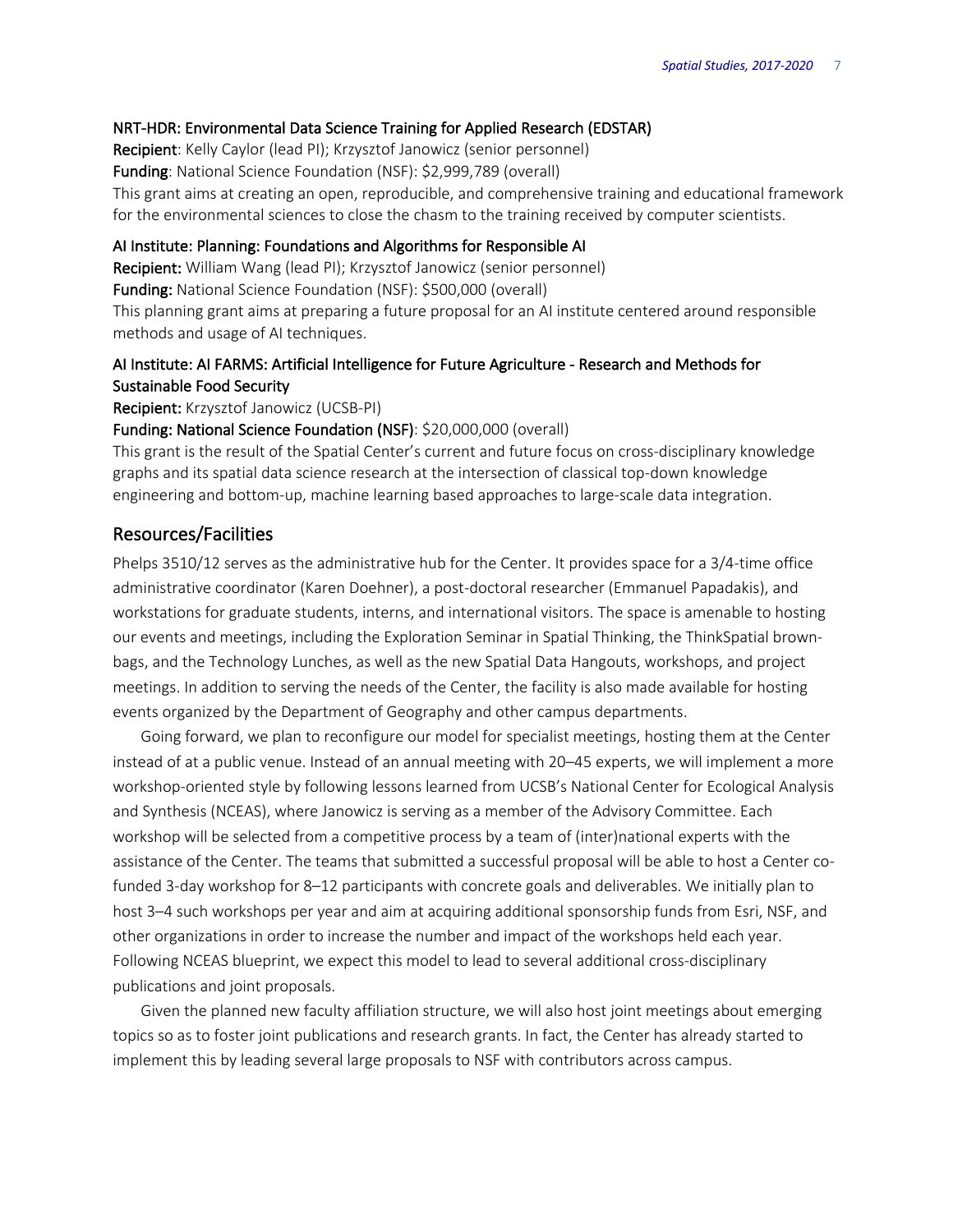#### NRT-HDR: Environmental Data Science Training for Applied Research (EDSTAR)

**Recipient**: Kelly Caylor (lead PI); Krzysztof Janowicz (senior personnel)
**Funding**: National Science Foundation (NSF): $2,999,789 (overall)
This grant aims at creating an open, reproducible, and comprehensive training and educational framework for the environmental sciences to close the chasm to the training received by computer scientists.

#### AI Institute: Planning: Foundations and Algorithms for Responsible AI

**Recipient:** William Wang (lead PI); Krzysztof Janowicz (senior personnel)
**Funding:** National Science Foundation (NSF): $500,000 (overall)
This planning grant aims at preparing a future proposal for an AI institute centered around responsible methods and usage of AI techniques.

#### AI Institute: AI FARMS: Artificial Intelligence for Future Agriculture - Research and Methods for Sustainable Food Security

**Recipient:** Krzysztof Janowicz (UCSB-PI)
**Funding: National Science Foundation (NSF)**: $20,000,000 (overall)
This grant is the result of the Spatial Center's current and future focus on cross-disciplinary knowledge graphs and its spatial data science research at the intersection of classical top-down knowledge engineering and bottom-up, machine learning based approaches to large-scale data integration.

## Resources/Facilities

Phelps 3510/12 serves as the administrative hub for the Center. It provides space for a 3/4-time office administrative coordinator (Karen Doehner), a post-doctoral researcher (Emmanuel Papadakis), and workstations for graduate students, interns, and international visitors. The space is amenable to hosting our events and meetings, including the Exploration Seminar in Spatial Thinking, the ThinkSpatial brown-bags, and the Technology Lunches, as well as the new Spatial Data Hangouts, workshops, and project meetings. In addition to serving the needs of the Center, the facility is also made available for hosting events organized by the Department of Geography and other campus departments.

Going forward, we plan to reconfigure our model for specialist meetings, hosting them at the Center instead of at a public venue. Instead of an annual meeting with 20–45 experts, we will implement a more workshop-oriented style by following lessons learned from UCSB's National Center for Ecological Analysis and Synthesis (NCEAS), where Janowicz is serving as a member of the Advisory Committee. Each workshop will be selected from a competitive process by a team of (inter)national experts with the assistance of the Center. The teams that submitted a successful proposal will be able to host a Center co-funded 3-day workshop for 8–12 participants with concrete goals and deliverables. We initially plan to host 3–4 such workshops per year and aim at acquiring additional sponsorship funds from Esri, NSF, and other organizations in order to increase the number and impact of the workshops held each year. Following NCEAS blueprint, we expect this model to lead to several additional cross-disciplinary publications and joint proposals.

Given the planned new faculty affiliation structure, we will also host joint meetings about emerging topics so as to foster joint publications and research grants. In fact, the Center has already started to implement this by leading several large proposals to NSF with contributors across campus.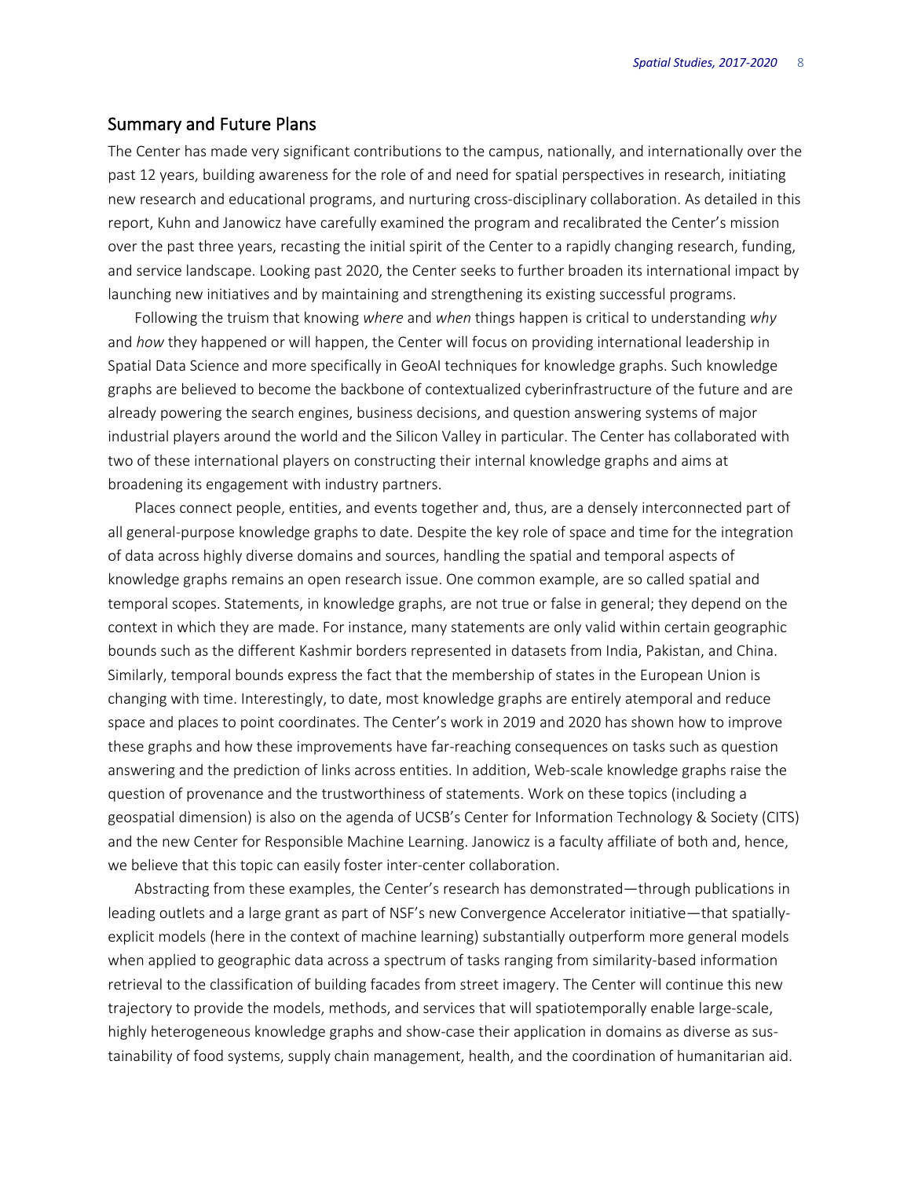## Summary and Future Plans

The Center has made very significant contributions to the campus, nationally, and internationally over the past 12 years, building awareness for the role of and need for spatial perspectives in research, initiating new research and educational programs, and nurturing cross-disciplinary collaboration. As detailed in this report, Kuhn and Janowicz have carefully examined the program and recalibrated the Center's mission over the past three years, recasting the initial spirit of the Center to a rapidly changing research, funding, and service landscape. Looking past 2020, the Center seeks to further broaden its international impact by launching new initiatives and by maintaining and strengthening its existing successful programs.

Following the truism that knowing *where* and *when* things happen is critical to understanding *why* and *how* they happened or will happen, the Center will focus on providing international leadership in Spatial Data Science and more specifically in GeoAI techniques for knowledge graphs. Such knowledge graphs are believed to become the backbone of contextualized cyberinfrastructure of the future and are already powering the search engines, business decisions, and question answering systems of major industrial players around the world and the Silicon Valley in particular. The Center has collaborated with two of these international players on constructing their internal knowledge graphs and aims at broadening its engagement with industry partners.

Places connect people, entities, and events together and, thus, are a densely interconnected part of all general-purpose knowledge graphs to date. Despite the key role of space and time for the integration of data across highly diverse domains and sources, handling the spatial and temporal aspects of knowledge graphs remains an open research issue. One common example, are so called spatial and temporal scopes. Statements, in knowledge graphs, are not true or false in general; they depend on the context in which they are made. For instance, many statements are only valid within certain geographic bounds such as the different Kashmir borders represented in datasets from India, Pakistan, and China. Similarly, temporal bounds express the fact that the membership of states in the European Union is changing with time. Interestingly, to date, most knowledge graphs are entirely atemporal and reduce space and places to point coordinates. The Center's work in 2019 and 2020 has shown how to improve these graphs and how these improvements have far-reaching consequences on tasks such as question answering and the prediction of links across entities. In addition, Web-scale knowledge graphs raise the question of provenance and the trustworthiness of statements. Work on these topics (including a geospatial dimension) is also on the agenda of UCSB's Center for Information Technology & Society (CITS) and the new Center for Responsible Machine Learning. Janowicz is a faculty affiliate of both and, hence, we believe that this topic can easily foster inter-center collaboration.

Abstracting from these examples, the Center's research has demonstrated—through publications in leading outlets and a large grant as part of NSF's new Convergence Accelerator initiative—that spatially-explicit models (here in the context of machine learning) substantially outperform more general models when applied to geographic data across a spectrum of tasks ranging from similarity-based information retrieval to the classification of building facades from street imagery. The Center will continue this new trajectory to provide the models, methods, and services that will spatiotemporally enable large-scale, highly heterogeneous knowledge graphs and show-case their application in domains as diverse as sustainability of food systems, supply chain management, health, and the coordination of humanitarian aid.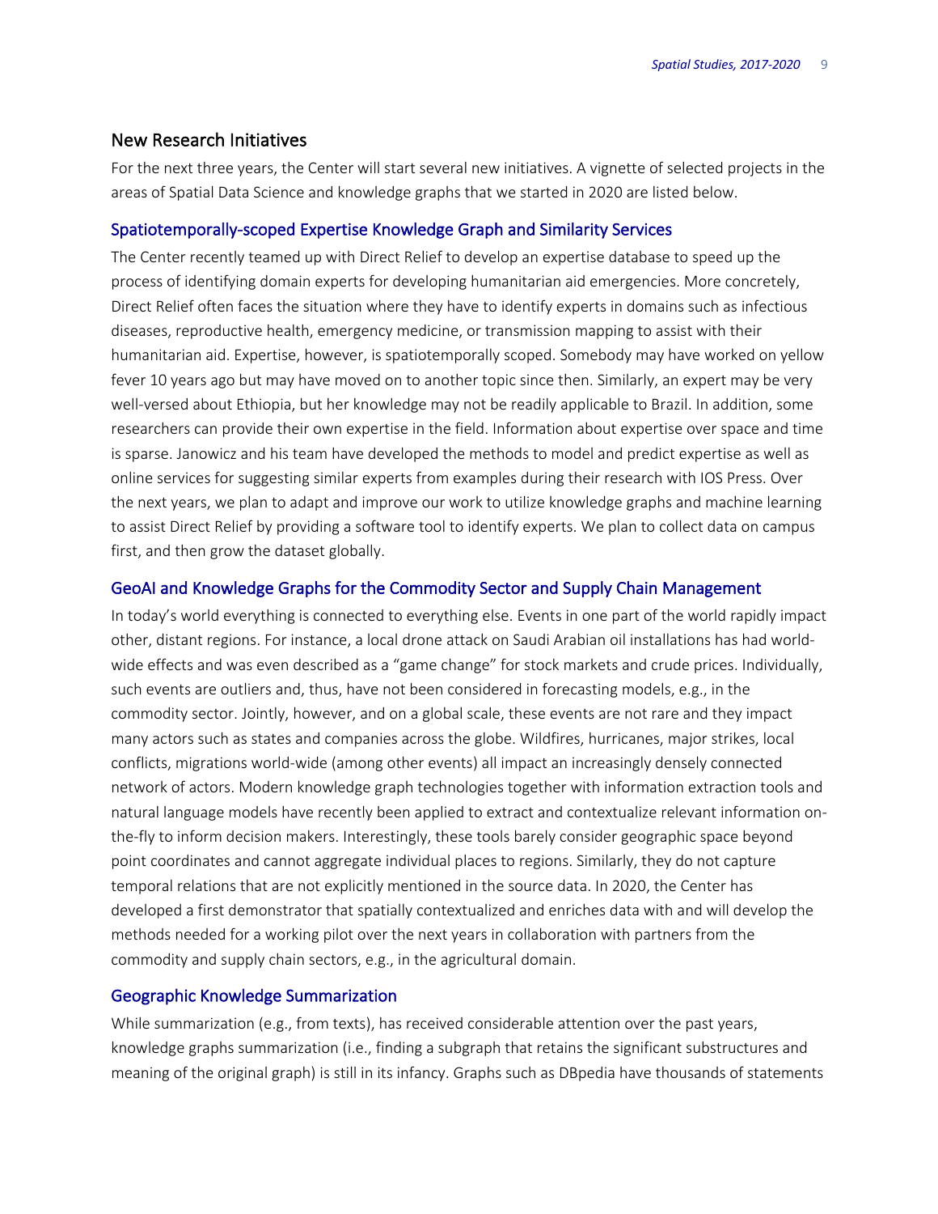## New Research Initiatives

For the next three years, the Center will start several new initiatives. A vignette of selected projects in the areas of Spatial Data Science and knowledge graphs that we started in 2020 are listed below.

### Spatiotemporally-scoped Expertise Knowledge Graph and Similarity Services

The Center recently teamed up with Direct Relief to develop an expertise database to speed up the process of identifying domain experts for developing humanitarian aid emergencies. More concretely, Direct Relief often faces the situation where they have to identify experts in domains such as infectious diseases, reproductive health, emergency medicine, or transmission mapping to assist with their humanitarian aid. Expertise, however, is spatiotemporally scoped. Somebody may have worked on yellow fever 10 years ago but may have moved on to another topic since then. Similarly, an expert may be very well-versed about Ethiopia, but her knowledge may not be readily applicable to Brazil. In addition, some researchers can provide their own expertise in the field. Information about expertise over space and time is sparse. Janowicz and his team have developed the methods to model and predict expertise as well as online services for suggesting similar experts from examples during their research with IOS Press. Over the next years, we plan to adapt and improve our work to utilize knowledge graphs and machine learning to assist Direct Relief by providing a software tool to identify experts. We plan to collect data on campus first, and then grow the dataset globally.

### GeoAI and Knowledge Graphs for the Commodity Sector and Supply Chain Management

In today's world everything is connected to everything else. Events in one part of the world rapidly impact other, distant regions. For instance, a local drone attack on Saudi Arabian oil installations has had world-wide effects and was even described as a "game change" for stock markets and crude prices. Individually, such events are outliers and, thus, have not been considered in forecasting models, e.g., in the commodity sector. Jointly, however, and on a global scale, these events are not rare and they impact many actors such as states and companies across the globe. Wildfires, hurricanes, major strikes, local conflicts, migrations world-wide (among other events) all impact an increasingly densely connected network of actors. Modern knowledge graph technologies together with information extraction tools and natural language models have recently been applied to extract and contextualize relevant information on-the-fly to inform decision makers. Interestingly, these tools barely consider geographic space beyond point coordinates and cannot aggregate individual places to regions. Similarly, they do not capture temporal relations that are not explicitly mentioned in the source data. In 2020, the Center has developed a first demonstrator that spatially contextualized and enriches data with and will develop the methods needed for a working pilot over the next years in collaboration with partners from the commodity and supply chain sectors, e.g., in the agricultural domain.

### Geographic Knowledge Summarization

While summarization (e.g., from texts), has received considerable attention over the past years, knowledge graphs summarization (i.e., finding a subgraph that retains the significant substructures and meaning of the original graph) is still in its infancy. Graphs such as DBpedia have thousands of statements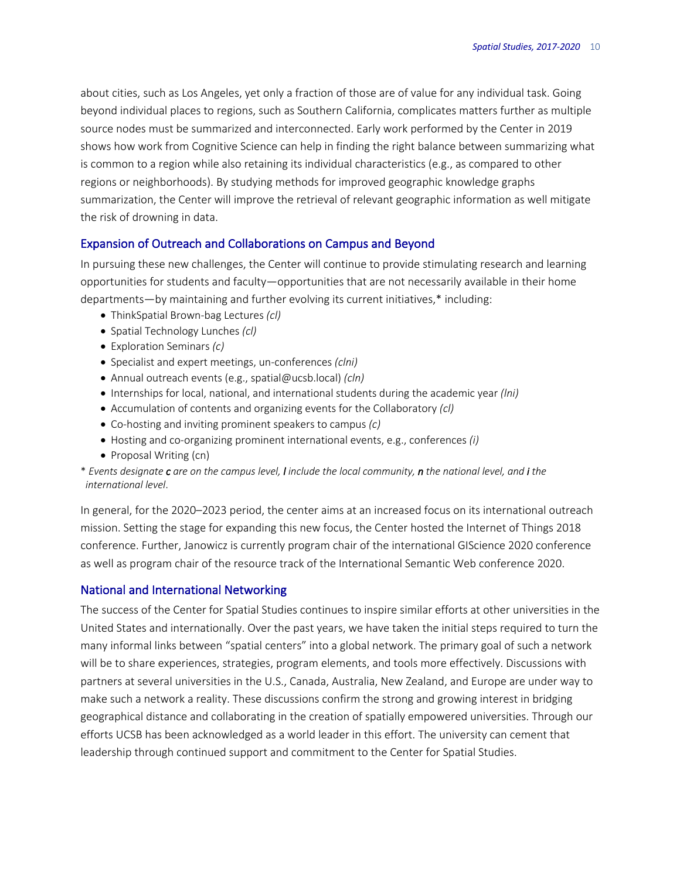about cities, such as Los Angeles, yet only a fraction of those are of value for any individual task. Going beyond individual places to regions, such as Southern California, complicates matters further as multiple source nodes must be summarized and interconnected. Early work performed by the Center in 2019 shows how work from Cognitive Science can help in finding the right balance between summarizing what is common to a region while also retaining its individual characteristics (e.g., as compared to other regions or neighborhoods). By studying methods for improved geographic knowledge graphs summarization, the Center will improve the retrieval of relevant geographic information as well mitigate the risk of drowning in data.

## Expansion of Outreach and Collaborations on Campus and Beyond

In pursuing these new challenges, the Center will continue to provide stimulating research and learning opportunities for students and faculty—opportunities that are not necessarily available in their home departments—by maintaining and further evolving its current initiatives,* including:

- ThinkSpatial Brown-bag Lectures *(cl)*
- Spatial Technology Lunches *(cl)*
- Exploration Seminars *(c)*
- Specialist and expert meetings, un-conferences *(clni)*
- Annual outreach events (e.g., spatial@ucsb.local) *(cln)*
- Internships for local, national, and international students during the academic year *(lni)*
- Accumulation of contents and organizing events for the Collaboratory *(cl)*
- Co-hosting and inviting prominent speakers to campus *(c)*
- Hosting and co-organizing prominent international events, e.g., conferences *(i)*
- Proposal Writing (cn)

\* *Events designate **c** are on the campus level, **l** include the local community, **n** the national level, and **i** the international level*.

In general, for the 2020–2023 period, the center aims at an increased focus on its international outreach mission. Setting the stage for expanding this new focus, the Center hosted the Internet of Things 2018 conference. Further, Janowicz is currently program chair of the international GIScience 2020 conference as well as program chair of the resource track of the International Semantic Web conference 2020.

## National and International Networking

The success of the Center for Spatial Studies continues to inspire similar efforts at other universities in the United States and internationally. Over the past years, we have taken the initial steps required to turn the many informal links between “spatial centers” into a global network. The primary goal of such a network will be to share experiences, strategies, program elements, and tools more effectively. Discussions with partners at several universities in the U.S., Canada, Australia, New Zealand, and Europe are under way to make such a network a reality. These discussions confirm the strong and growing interest in bridging geographical distance and collaborating in the creation of spatially empowered universities. Through our efforts UCSB has been acknowledged as a world leader in this effort. The university can cement that leadership through continued support and commitment to the Center for Spatial Studies.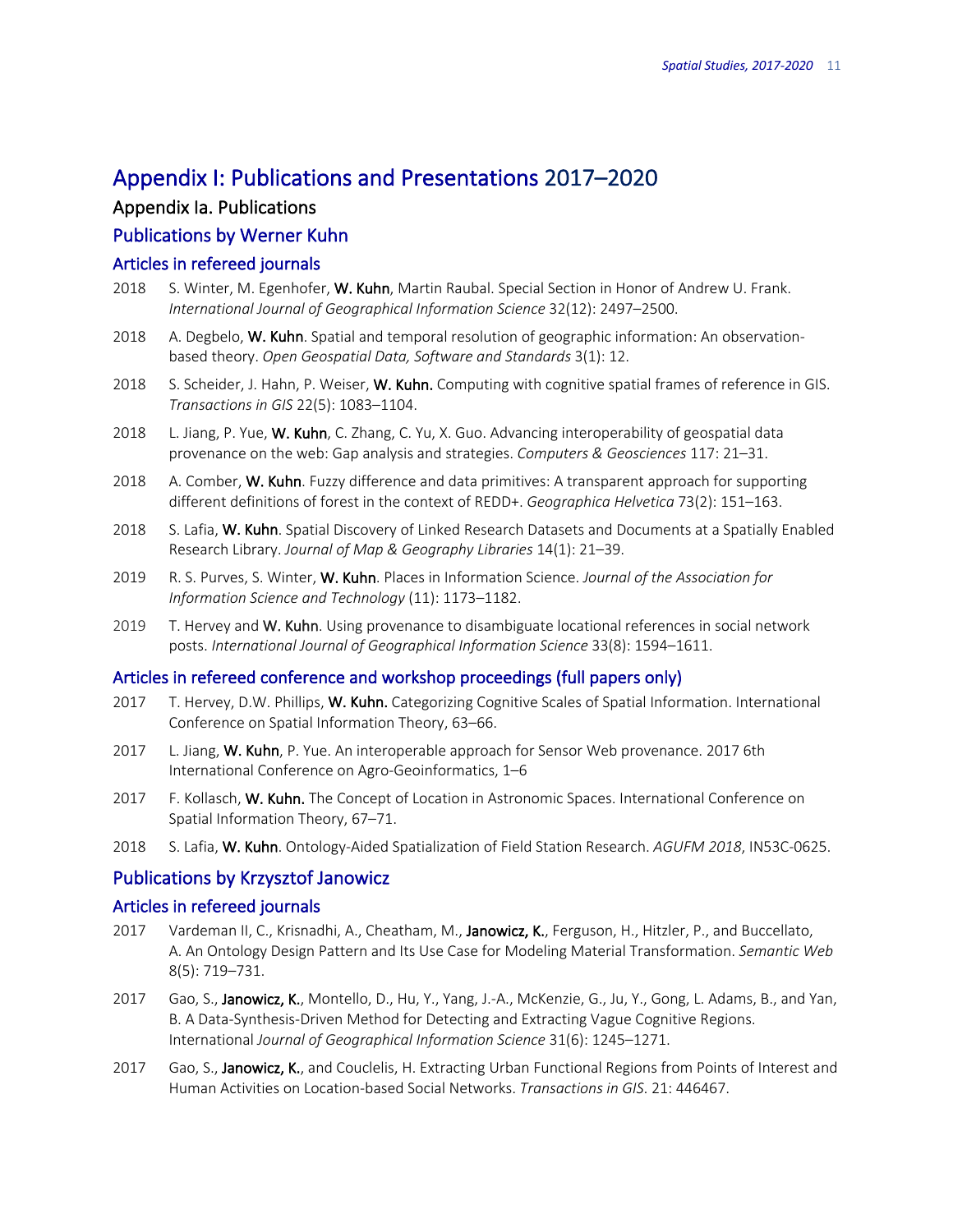# Appendix I: Publications and Presentations 2017–2020

## Appendix Ia. Publications

### Publications by Werner Kuhn

#### Articles in refereed journals

2018 S. Winter, M. Egenhofer, **W. Kuhn**, Martin Raubal. Special Section in Honor of Andrew U. Frank. *International Journal of Geographical Information Science* 32(12): 2497–2500.

2018 A. Degbelo, **W. Kuhn**. Spatial and temporal resolution of geographic information: An observation-based theory. *Open Geospatial Data, Software and Standards* 3(1): 12.

2018 S. Scheider, J. Hahn, P. Weiser, **W. Kuhn.** Computing with cognitive spatial frames of reference in GIS. *Transactions in GIS* 22(5): 1083–1104.

2018 L. Jiang, P. Yue, **W. Kuhn**, C. Zhang, C. Yu, X. Guo. Advancing interoperability of geospatial data provenance on the web: Gap analysis and strategies. *Computers & Geosciences* 117: 21–31.

2018 A. Comber, **W. Kuhn**. Fuzzy difference and data primitives: A transparent approach for supporting different definitions of forest in the context of REDD+. *Geographica Helvetica* 73(2): 151–163.

2018 S. Lafia, **W. Kuhn**. Spatial Discovery of Linked Research Datasets and Documents at a Spatially Enabled Research Library. *Journal of Map & Geography Libraries* 14(1): 21–39.

2019 R. S. Purves, S. Winter, **W. Kuhn**. Places in Information Science. *Journal of the Association for Information Science and Technology* (11): 1173–1182.

2019 T. Hervey and **W. Kuhn**. Using provenance to disambiguate locational references in social network posts. *International Journal of Geographical Information Science* 33(8): 1594–1611.

#### Articles in refereed conference and workshop proceedings (full papers only)

2017 T. Hervey, D.W. Phillips, **W. Kuhn.** Categorizing Cognitive Scales of Spatial Information. International Conference on Spatial Information Theory, 63–66.

2017 L. Jiang, **W. Kuhn**, P. Yue. An interoperable approach for Sensor Web provenance. 2017 6th International Conference on Agro-Geoinformatics, 1–6

2017 F. Kollasch, **W. Kuhn.** The Concept of Location in Astronomic Spaces. International Conference on Spatial Information Theory, 67–71.

2018 S. Lafia, **W. Kuhn**. Ontology-Aided Spatialization of Field Station Research. *AGUFM 2018*, IN53C-0625.

### Publications by Krzysztof Janowicz

#### Articles in refereed journals

2017 Vardeman II, C., Krisnadhi, A., Cheatham, M., **Janowicz, K.**, Ferguson, H., Hitzler, P., and Buccellato, A. An Ontology Design Pattern and Its Use Case for Modeling Material Transformation. *Semantic Web* 8(5): 719–731.

2017 Gao, S., **Janowicz, K.**, Montello, D., Hu, Y., Yang, J.-A., McKenzie, G., Ju, Y., Gong, L. Adams, B., and Yan, B. A Data-Synthesis-Driven Method for Detecting and Extracting Vague Cognitive Regions. International *Journal of Geographical Information Science* 31(6): 1245–1271.

2017 Gao, S., **Janowicz, K.**, and Couclelis, H. Extracting Urban Functional Regions from Points of Interest and Human Activities on Location-based Social Networks. *Transactions in GIS*. 21: 446467.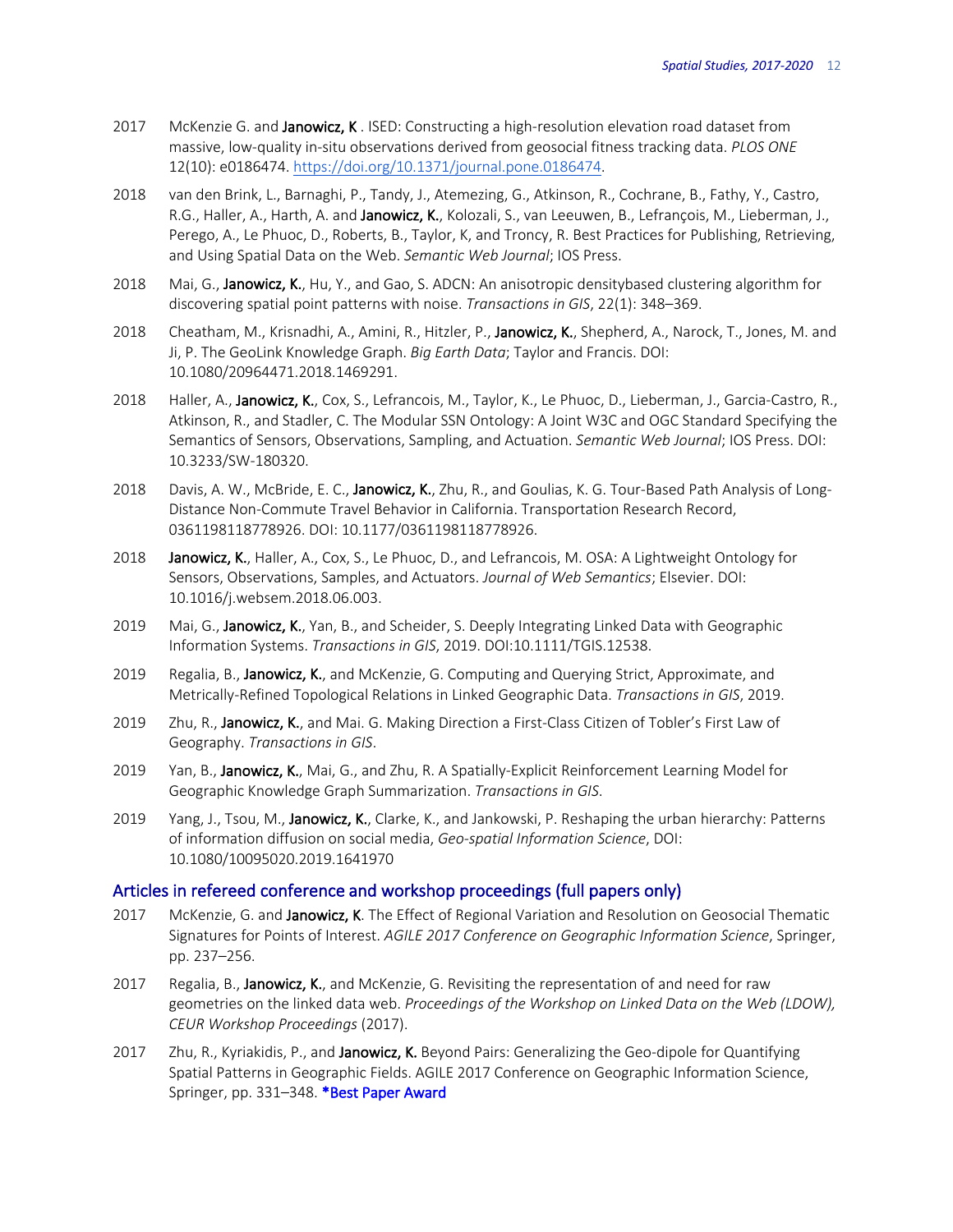2017 McKenzie G. and **Janowicz, K** . ISED: Constructing a high-resolution elevation road dataset from massive, low-quality in-situ observations derived from geosocial fitness tracking data. *PLOS ONE* 12(10): e0186474. https://doi.org/10.1371/journal.pone.0186474.

2018 van den Brink, L., Barnaghi, P., Tandy, J., Atemezing, G., Atkinson, R., Cochrane, B., Fathy, Y., Castro, R.G., Haller, A., Harth, A. and **Janowicz, K.**, Kolozali, S., van Leeuwen, B., Lefrançois, M., Lieberman, J., Perego, A., Le Phuoc, D., Roberts, B., Taylor, K, and Troncy, R. Best Practices for Publishing, Retrieving, and Using Spatial Data on the Web. *Semantic Web Journal*; IOS Press.

2018 Mai, G., **Janowicz, K.**, Hu, Y., and Gao, S. ADCN: An anisotropic densitybased clustering algorithm for discovering spatial point patterns with noise. *Transactions in GIS*, 22(1): 348–369.

2018 Cheatham, M., Krisnadhi, A., Amini, R., Hitzler, P., **Janowicz, K.**, Shepherd, A., Narock, T., Jones, M. and Ji, P. The GeoLink Knowledge Graph. *Big Earth Data*; Taylor and Francis. DOI: 10.1080/20964471.2018.1469291.

2018 Haller, A., **Janowicz, K.**, Cox, S., Lefrancois, M., Taylor, K., Le Phuoc, D., Lieberman, J., Garcia-Castro, R., Atkinson, R., and Stadler, C. The Modular SSN Ontology: A Joint W3C and OGC Standard Specifying the Semantics of Sensors, Observations, Sampling, and Actuation. *Semantic Web Journal*; IOS Press. DOI: 10.3233/SW-180320.

2018 Davis, A. W., McBride, E. C., **Janowicz, K.**, Zhu, R., and Goulias, K. G. Tour-Based Path Analysis of Long-Distance Non-Commute Travel Behavior in California. Transportation Research Record, 0361198118778926. DOI: 10.1177/0361198118778926.

2018 **Janowicz, K.**, Haller, A., Cox, S., Le Phuoc, D., and Lefrancois, M. OSA: A Lightweight Ontology for Sensors, Observations, Samples, and Actuators. *Journal of Web Semantics*; Elsevier. DOI: 10.1016/j.websem.2018.06.003.

2019 Mai, G., **Janowicz, K.**, Yan, B., and Scheider, S. Deeply Integrating Linked Data with Geographic Information Systems. *Transactions in GIS*, 2019. DOI:10.1111/TGIS.12538.

2019 Regalia, B., **Janowicz, K.**, and McKenzie, G. Computing and Querying Strict, Approximate, and Metrically-Refined Topological Relations in Linked Geographic Data. *Transactions in GIS*, 2019.

2019 Zhu, R., **Janowicz, K.**, and Mai. G. Making Direction a First-Class Citizen of Tobler's First Law of Geography. *Transactions in GIS*.

2019 Yan, B., **Janowicz, K.**, Mai, G., and Zhu, R. A Spatially-Explicit Reinforcement Learning Model for Geographic Knowledge Graph Summarization. *Transactions in GIS*.

2019 Yang, J., Tsou, M., **Janowicz, K.**, Clarke, K., and Jankowski, P. Reshaping the urban hierarchy: Patterns of information diffusion on social media, *Geo-spatial Information Science*, DOI: 10.1080/10095020.2019.1641970

## Articles in refereed conference and workshop proceedings (full papers only)

2017 McKenzie, G. and **Janowicz, K**. The Effect of Regional Variation and Resolution on Geosocial Thematic Signatures for Points of Interest. *AGILE 2017 Conference on Geographic Information Science*, Springer, pp. 237–256.

2017 Regalia, B., **Janowicz, K.**, and McKenzie, G. Revisiting the representation of and need for raw geometries on the linked data web. *Proceedings of the Workshop on Linked Data on the Web (LDOW), CEUR Workshop Proceedings* (2017).

2017 Zhu, R., Kyriakidis, P., and **Janowicz, K.** Beyond Pairs: Generalizing the Geo-dipole for Quantifying Spatial Patterns in Geographic Fields. AGILE 2017 Conference on Geographic Information Science, Springer, pp. 331–348. *Best Paper Award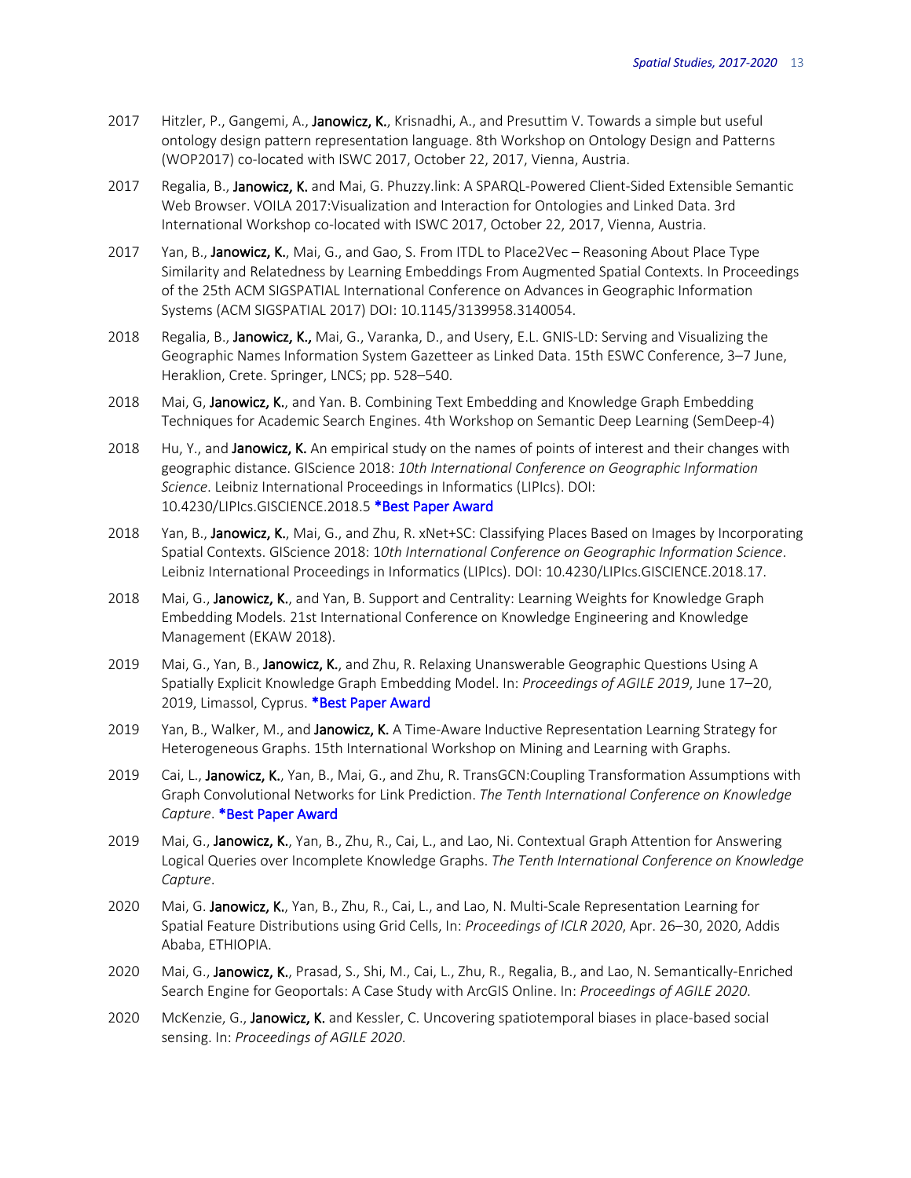2017 Hitzler, P., Gangemi, A., **Janowicz, K.**, Krisnadhi, A., and Presuttim V. Towards a simple but useful ontology design pattern representation language. 8th Workshop on Ontology Design and Patterns (WOP2017) co-located with ISWC 2017, October 22, 2017, Vienna, Austria.

2017 Regalia, B., **Janowicz, K.** and Mai, G. Phuzzy.link: A SPARQL-Powered Client-Sided Extensible Semantic Web Browser. VOILA 2017:Visualization and Interaction for Ontologies and Linked Data. 3rd International Workshop co-located with ISWC 2017, October 22, 2017, Vienna, Austria.

2017 Yan, B., **Janowicz, K.**, Mai, G., and Gao, S. From ITDL to Place2Vec – Reasoning About Place Type Similarity and Relatedness by Learning Embeddings From Augmented Spatial Contexts. In Proceedings of the 25th ACM SIGSPATIAL International Conference on Advances in Geographic Information Systems (ACM SIGSPATIAL 2017) DOI: 10.1145/3139958.3140054.

2018 Regalia, B., **Janowicz, K.,** Mai, G., Varanka, D., and Usery, E.L. GNIS-LD: Serving and Visualizing the Geographic Names Information System Gazetteer as Linked Data. 15th ESWC Conference, 3–7 June, Heraklion, Crete. Springer, LNCS; pp. 528–540.

2018 Mai, G, **Janowicz, K.**, and Yan. B. Combining Text Embedding and Knowledge Graph Embedding Techniques for Academic Search Engines. 4th Workshop on Semantic Deep Learning (SemDeep-4)

2018 Hu, Y., and **Janowicz, K.** An empirical study on the names of points of interest and their changes with geographic distance. GIScience 2018: *10th International Conference on Geographic Information Science*. Leibniz International Proceedings in Informatics (LIPIcs). DOI: 10.4230/LIPIcs.GISCIENCE.2018.5 *Best Paper Award

2018 Yan, B., **Janowicz, K.**, Mai, G., and Zhu, R. xNet+SC: Classifying Places Based on Images by Incorporating Spatial Contexts. GIScience 2018: 1*0th International Conference on Geographic Information Science*. Leibniz International Proceedings in Informatics (LIPIcs). DOI: 10.4230/LIPIcs.GISCIENCE.2018.17.

2018 Mai, G., **Janowicz, K.**, and Yan, B. Support and Centrality: Learning Weights for Knowledge Graph Embedding Models. 21st International Conference on Knowledge Engineering and Knowledge Management (EKAW 2018).

2019 Mai, G., Yan, B., **Janowicz, K.**, and Zhu, R. Relaxing Unanswerable Geographic Questions Using A Spatially Explicit Knowledge Graph Embedding Model. In: *Proceedings of AGILE 2019*, June 17–20, 2019, Limassol, Cyprus. *Best Paper Award

2019 Yan, B., Walker, M., and **Janowicz, K.** A Time-Aware Inductive Representation Learning Strategy for Heterogeneous Graphs. 15th International Workshop on Mining and Learning with Graphs.

2019 Cai, L., **Janowicz, K.**, Yan, B., Mai, G., and Zhu, R. TransGCN:Coupling Transformation Assumptions with Graph Convolutional Networks for Link Prediction. *The Tenth International Conference on Knowledge Capture*. *Best Paper Award

2019 Mai, G., **Janowicz, K.**, Yan, B., Zhu, R., Cai, L., and Lao, Ni. Contextual Graph Attention for Answering Logical Queries over Incomplete Knowledge Graphs. *The Tenth International Conference on Knowledge Capture*.

2020 Mai, G. **Janowicz, K.**, Yan, B., Zhu, R., Cai, L., and Lao, N. Multi-Scale Representation Learning for Spatial Feature Distributions using Grid Cells, In: *Proceedings of ICLR 2020*, Apr. 26–30, 2020, Addis Ababa, ETHIOPIA.

2020 Mai, G., **Janowicz, K.**, Prasad, S., Shi, M., Cai, L., Zhu, R., Regalia, B., and Lao, N. Semantically-Enriched Search Engine for Geoportals: A Case Study with ArcGIS Online. In: *Proceedings of AGILE 2020*.

2020 McKenzie, G., **Janowicz, K.** and Kessler, C. Uncovering spatiotemporal biases in place-based social sensing. In: *Proceedings of AGILE 2020*.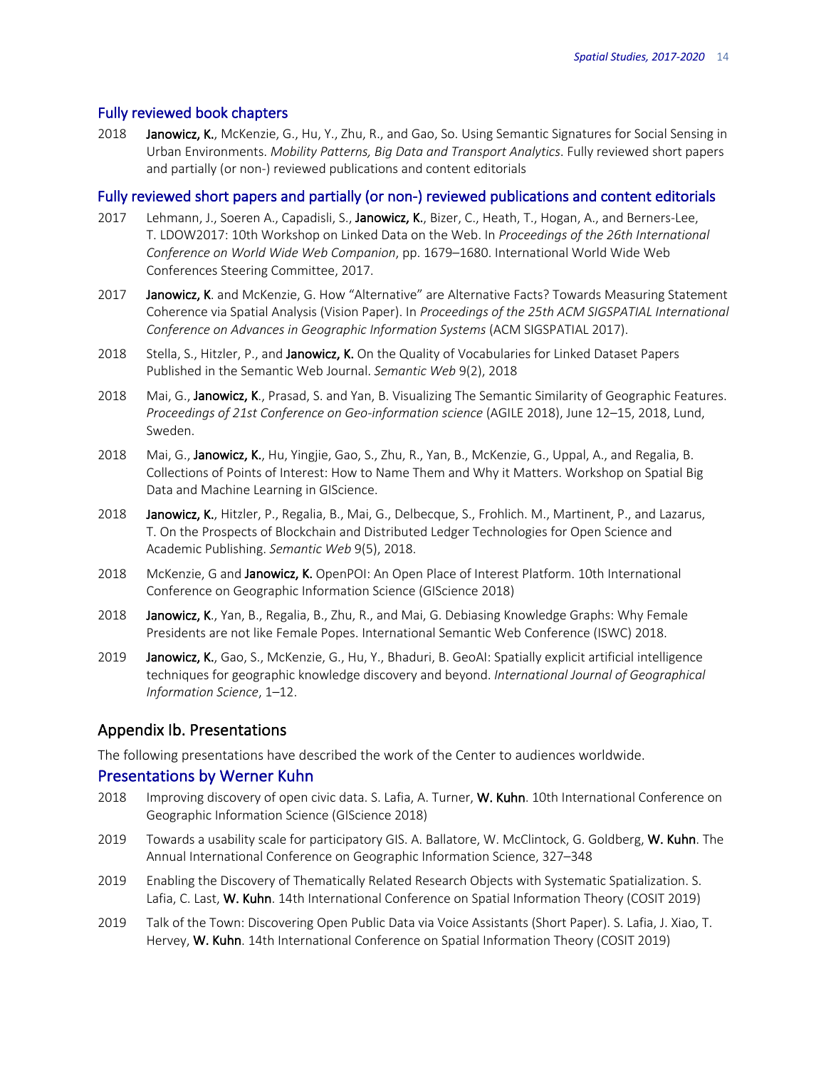### Fully reviewed book chapters

2018 **Janowicz, K.**, McKenzie, G., Hu, Y., Zhu, R., and Gao, So. Using Semantic Signatures for Social Sensing in Urban Environments. *Mobility Patterns, Big Data and Transport Analytics*. Fully reviewed short papers and partially (or non-) reviewed publications and content editorials

### Fully reviewed short papers and partially (or non-) reviewed publications and content editorials

2017 Lehmann, J., Soeren A., Capadisli, S., **Janowicz, K.**, Bizer, C., Heath, T., Hogan, A., and Berners-Lee, T. LDOW2017: 10th Workshop on Linked Data on the Web. In *Proceedings of the 26th International Conference on World Wide Web Companion*, pp. 1679–1680. International World Wide Web Conferences Steering Committee, 2017.

2017 **Janowicz, K**. and McKenzie, G. How "Alternative" are Alternative Facts? Towards Measuring Statement Coherence via Spatial Analysis (Vision Paper). In *Proceedings of the 25th ACM SIGSPATIAL International Conference on Advances in Geographic Information Systems* (ACM SIGSPATIAL 2017).

2018 Stella, S., Hitzler, P., and **Janowicz, K.** On the Quality of Vocabularies for Linked Dataset Papers Published in the Semantic Web Journal. *Semantic Web* 9(2), 2018

2018 Mai, G., **Janowicz, K**., Prasad, S. and Yan, B. Visualizing The Semantic Similarity of Geographic Features. *Proceedings of 21st Conference on Geo-information science* (AGILE 2018), June 12–15, 2018, Lund, Sweden.

2018 Mai, G., **Janowicz, K.**, Hu, Yingjie, Gao, S., Zhu, R., Yan, B., McKenzie, G., Uppal, A., and Regalia, B. Collections of Points of Interest: How to Name Them and Why it Matters. Workshop on Spatial Big Data and Machine Learning in GIScience.

2018 **Janowicz, K.**, Hitzler, P., Regalia, B., Mai, G., Delbecque, S., Frohlich. M., Martinent, P., and Lazarus, T. On the Prospects of Blockchain and Distributed Ledger Technologies for Open Science and Academic Publishing. *Semantic Web* 9(5), 2018.

2018 McKenzie, G and **Janowicz, K.** OpenPOI: An Open Place of Interest Platform. 10th International Conference on Geographic Information Science (GIScience 2018)

2018 **Janowicz, K**., Yan, B., Regalia, B., Zhu, R., and Mai, G. Debiasing Knowledge Graphs: Why Female Presidents are not like Female Popes. International Semantic Web Conference (ISWC) 2018.

2019 **Janowicz, K.**, Gao, S., McKenzie, G., Hu, Y., Bhaduri, B. GeoAI: Spatially explicit artificial intelligence techniques for geographic knowledge discovery and beyond. *International Journal of Geographical Information Science*, 1–12.

## Appendix Ib. Presentations

The following presentations have described the work of the Center to audiences worldwide.

### Presentations by Werner Kuhn

2018 Improving discovery of open civic data. S. Lafia, A. Turner, **W. Kuhn**. 10th International Conference on Geographic Information Science (GIScience 2018)

2019 Towards a usability scale for participatory GIS. A. Ballatore, W. McClintock, G. Goldberg, **W. Kuhn**. The Annual International Conference on Geographic Information Science, 327–348

2019 Enabling the Discovery of Thematically Related Research Objects with Systematic Spatialization. S. Lafia, C. Last, **W. Kuhn**. 14th International Conference on Spatial Information Theory (COSIT 2019)

2019 Talk of the Town: Discovering Open Public Data via Voice Assistants (Short Paper). S. Lafia, J. Xiao, T. Hervey, **W. Kuhn**. 14th International Conference on Spatial Information Theory (COSIT 2019)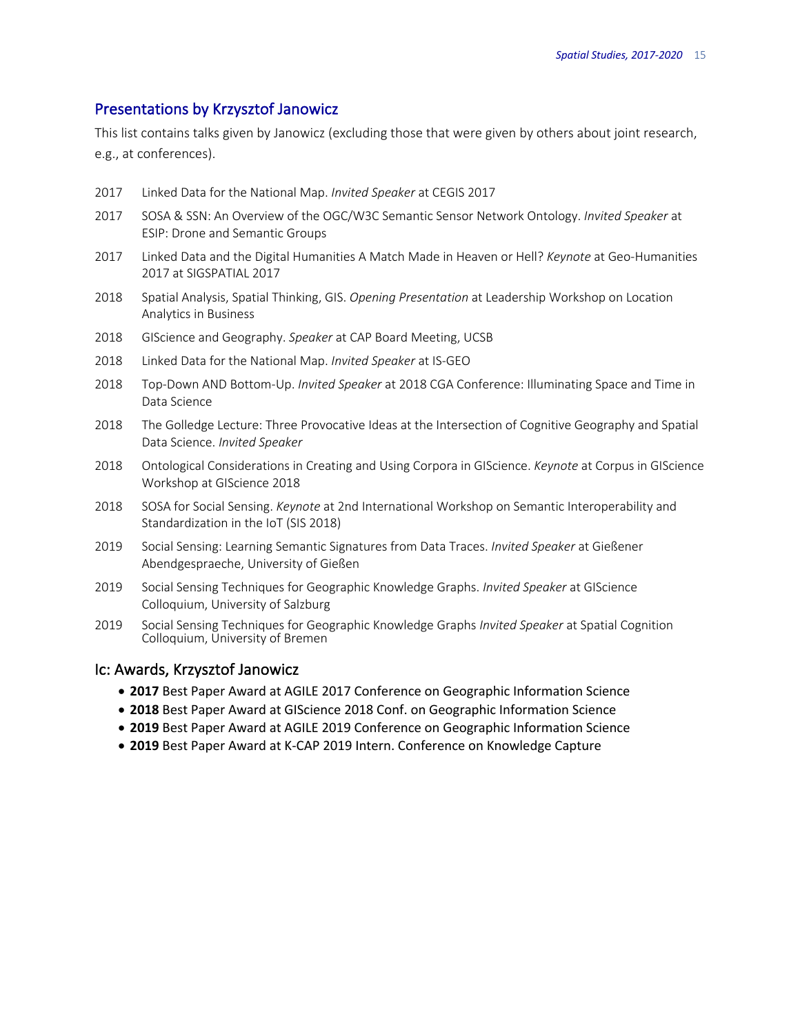## Presentations by Krzysztof Janowicz

This list contains talks given by Janowicz (excluding those that were given by others about joint research, e.g., at conferences).

- 2017 Linked Data for the National Map. *Invited Speaker* at CEGIS 2017
- 2017 SOSA & SSN: An Overview of the OGC/W3C Semantic Sensor Network Ontology. *Invited Speaker* at ESIP: Drone and Semantic Groups
- 2017 Linked Data and the Digital Humanities A Match Made in Heaven or Hell? *Keynote* at Geo-Humanities 2017 at SIGSPATIAL 2017
- 2018 Spatial Analysis, Spatial Thinking, GIS. *Opening Presentation* at Leadership Workshop on Location Analytics in Business
- 2018 GIScience and Geography. *Speaker* at CAP Board Meeting, UCSB
- 2018 Linked Data for the National Map. *Invited Speaker* at IS-GEO
- 2018 Top-Down AND Bottom-Up. *Invited Speaker* at 2018 CGA Conference: Illuminating Space and Time in Data Science
- 2018 The Golledge Lecture: Three Provocative Ideas at the Intersection of Cognitive Geography and Spatial Data Science. *Invited Speaker*
- 2018 Ontological Considerations in Creating and Using Corpora in GIScience. *Keynote* at Corpus in GIScience Workshop at GIScience 2018
- 2018 SOSA for Social Sensing. *Keynote* at 2nd International Workshop on Semantic Interoperability and Standardization in the IoT (SIS 2018)
- 2019 Social Sensing: Learning Semantic Signatures from Data Traces. *Invited Speaker* at Gießener Abendgespraeche, University of Gießen
- 2019 Social Sensing Techniques for Geographic Knowledge Graphs. *Invited Speaker* at GIScience Colloquium, University of Salzburg
- 2019 Social Sensing Techniques for Geographic Knowledge Graphs *Invited Speaker* at Spatial Cognition Colloquium, University of Bremen

## Ic: Awards, Krzysztof Janowicz

- **2017** Best Paper Award at AGILE 2017 Conference on Geographic Information Science
- **2018** Best Paper Award at GIScience 2018 Conf. on Geographic Information Science
- **2019** Best Paper Award at AGILE 2019 Conference on Geographic Information Science
- **2019** Best Paper Award at K-CAP 2019 Intern. Conference on Knowledge Capture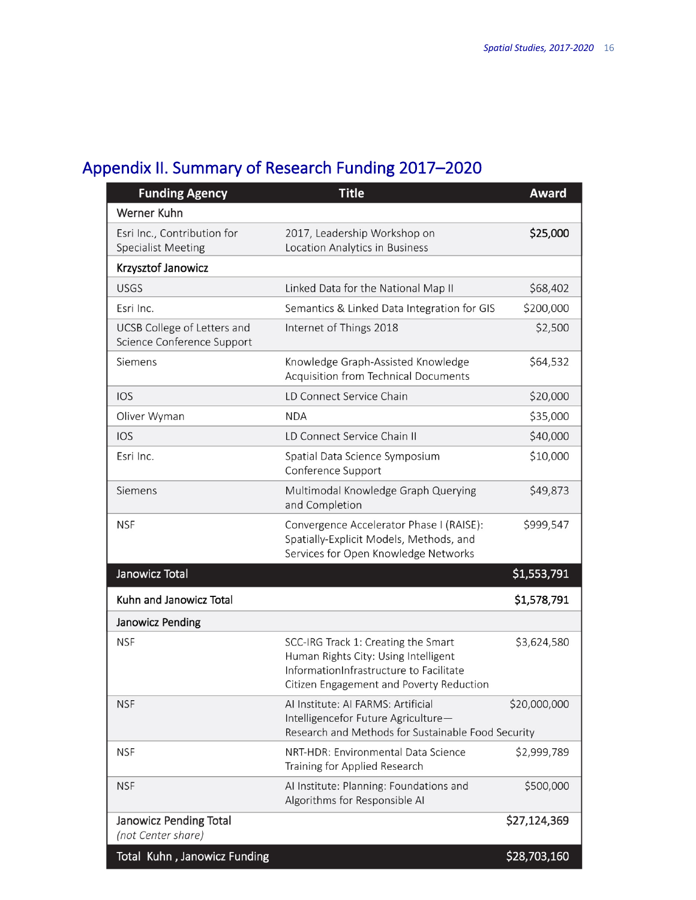## Appendix II. Summary of Research Funding 2017–2020

| Funding Agency | Title | Award |
|---|---|---|
| Werner Kuhn | | |
| Esri Inc., Contribution for Specialist Meeting | 2017, Leadership Workshop on Location Analytics in Business | **$25,000** |
| **Krzysztof Janowicz** | | |
| USGS | Linked Data for the National Map II | $68,402 |
| Esri Inc. | Semantics & Linked Data Integration for GIS | $200,000 |
| UCSB College of Letters and Science Conference Support | Internet of Things 2018 | $2,500 |
| Siemens | Knowledge Graph-Assisted Knowledge Acquisition from Technical Documents | $64,532 |
| IOS | LD Connect Service Chain | $20,000 |
| Oliver Wyman | NDA | $35,000 |
| IOS | LD Connect Service Chain II | $40,000 |
| Esri Inc. | Spatial Data Science Symposium Conference Support | $10,000 |
| Siemens | Multimodal Knowledge Graph Querying and Completion | $49,873 |
| NSF | Convergence Accelerator Phase I (RAISE): Spatially-Explicit Models, Methods, and Services for Open Knowledge Networks | $999,547 |
| **Janowicz Total** | | **$1,553,791** |
| **Kuhn and Janowicz Total** | | **$1,578,791** |
| **Janowicz Pending** | | |
| NSF | SCC-IRG Track 1: Creating the Smart Human Rights City: Using Intelligent InformationInfrastructure to Facilitate Citizen Engagement and Poverty Reduction | $3,624,580 |
| NSF | AI Institute: AI FARMS: Artificial Intelligencefor Future Agriculture—Research and Methods for Sustainable Food Security | $20,000,000 |
| NSF | NRT-HDR: Environmental Data Science Training for Applied Research | $2,999,789 |
| NSF | AI Institute: Planning: Foundations and Algorithms for Responsible AI | $500,000 |
| **Janowicz Pending Total** *(not Center share)* | | **$27,124,369** |
| **Total Kuhn , Janowicz Funding** | | **$28,703,160** |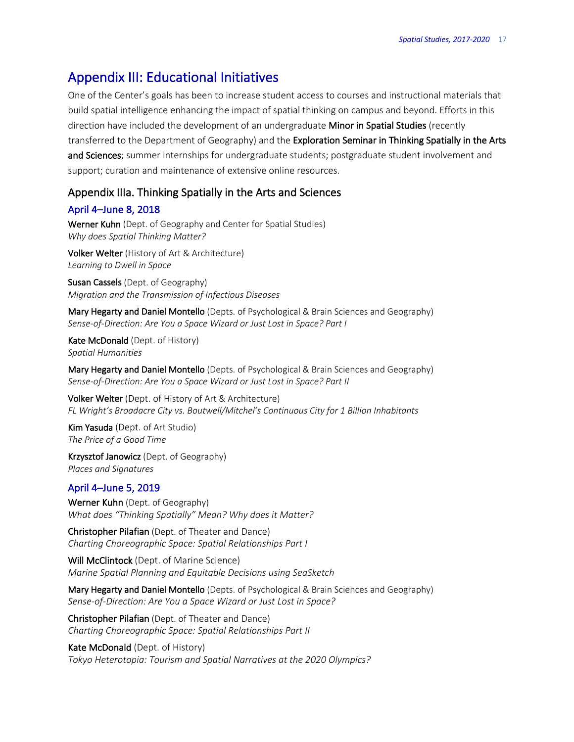# Appendix III: Educational Initiatives

One of the Center's goals has been to increase student access to courses and instructional materials that build spatial intelligence enhancing the impact of spatial thinking on campus and beyond. Efforts in this direction have included the development of an undergraduate **Minor in Spatial Studies** (recently transferred to the Department of Geography) and the **Exploration Seminar in Thinking Spatially in the Arts and Sciences**; summer internships for undergraduate students; postgraduate student involvement and support; curation and maintenance of extensive online resources.

## Appendix IIIa. Thinking Spatially in the Arts and Sciences

### April 4–June 8, 2018

**Werner Kuhn** (Dept. of Geography and Center for Spatial Studies)
*Why does Spatial Thinking Matter?*

**Volker Welter** (History of Art & Architecture)
*Learning to Dwell in Space*

**Susan Cassels** (Dept. of Geography)
*Migration and the Transmission of Infectious Diseases*

**Mary Hegarty and Daniel Montello** (Depts. of Psychological & Brain Sciences and Geography)
*Sense-of-Direction: Are You a Space Wizard or Just Lost in Space? Part I*

**Kate McDonald** (Dept. of History)
*Spatial Humanities*

**Mary Hegarty and Daniel Montello** (Depts. of Psychological & Brain Sciences and Geography)
*Sense-of-Direction: Are You a Space Wizard or Just Lost in Space? Part II*

**Volker Welter** (Dept. of History of Art & Architecture)
*FL Wright's Broadacre City vs. Boutwell/Mitchel's Continuous City for 1 Billion Inhabitants*

**Kim Yasuda** (Dept. of Art Studio)
*The Price of a Good Time*

**Krzysztof Janowicz** (Dept. of Geography)
*Places and Signatures*

### April 4–June 5, 2019

**Werner Kuhn** (Dept. of Geography)
*What does "Thinking Spatially" Mean? Why does it Matter?*

**Christopher Pilafian** (Dept. of Theater and Dance)
*Charting Choreographic Space: Spatial Relationships Part I*

**Will McClintock** (Dept. of Marine Science)
*Marine Spatial Planning and Equitable Decisions using SeaSketch*

**Mary Hegarty and Daniel Montello** (Depts. of Psychological & Brain Sciences and Geography)
*Sense-of-Direction: Are You a Space Wizard or Just Lost in Space?*

**Christopher Pilafian** (Dept. of Theater and Dance)
*Charting Choreographic Space: Spatial Relationships Part II*

**Kate McDonald** (Dept. of History)
*Tokyo Heterotopia: Tourism and Spatial Narratives at the 2020 Olympics?*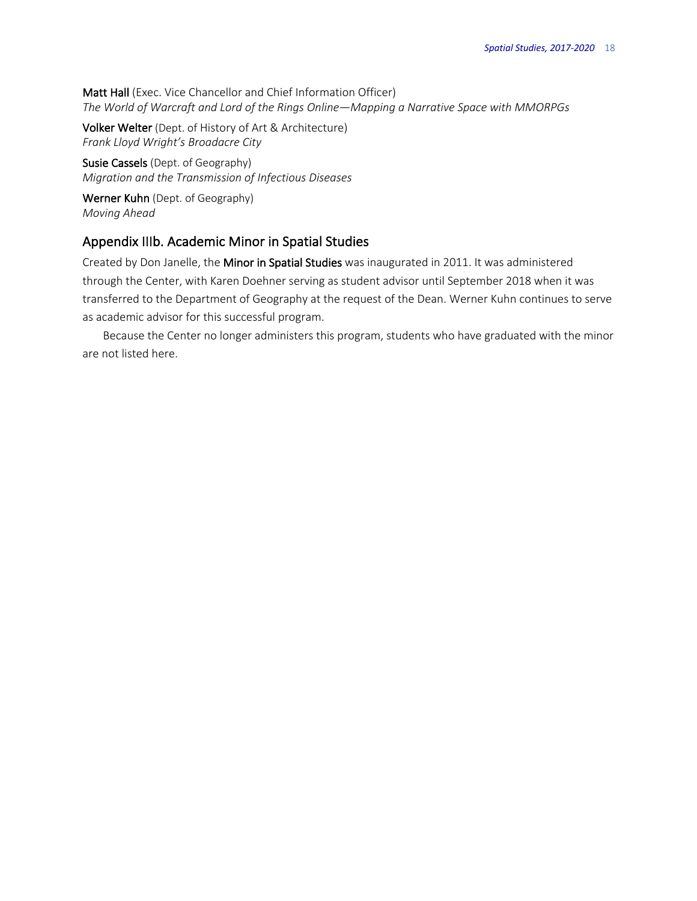**Matt Hall** (Exec. Vice Chancellor and Chief Information Officer)
*The World of Warcraft and Lord of the Rings Online—Mapping a Narrative Space with MMORPGs*

**Volker Welter** (Dept. of History of Art & Architecture)
*Frank Lloyd Wright's Broadacre City*

**Susie Cassels** (Dept. of Geography)
*Migration and the Transmission of Infectious Diseases*

**Werner Kuhn** (Dept. of Geography)
*Moving Ahead*

## Appendix IIIb. Academic Minor in Spatial Studies

Created by Don Janelle, the **Minor in Spatial Studies** was inaugurated in 2011. It was administered through the Center, with Karen Doehner serving as student advisor until September 2018 when it was transferred to the Department of Geography at the request of the Dean. Werner Kuhn continues to serve as academic advisor for this successful program.

Because the Center no longer administers this program, students who have graduated with the minor are not listed here.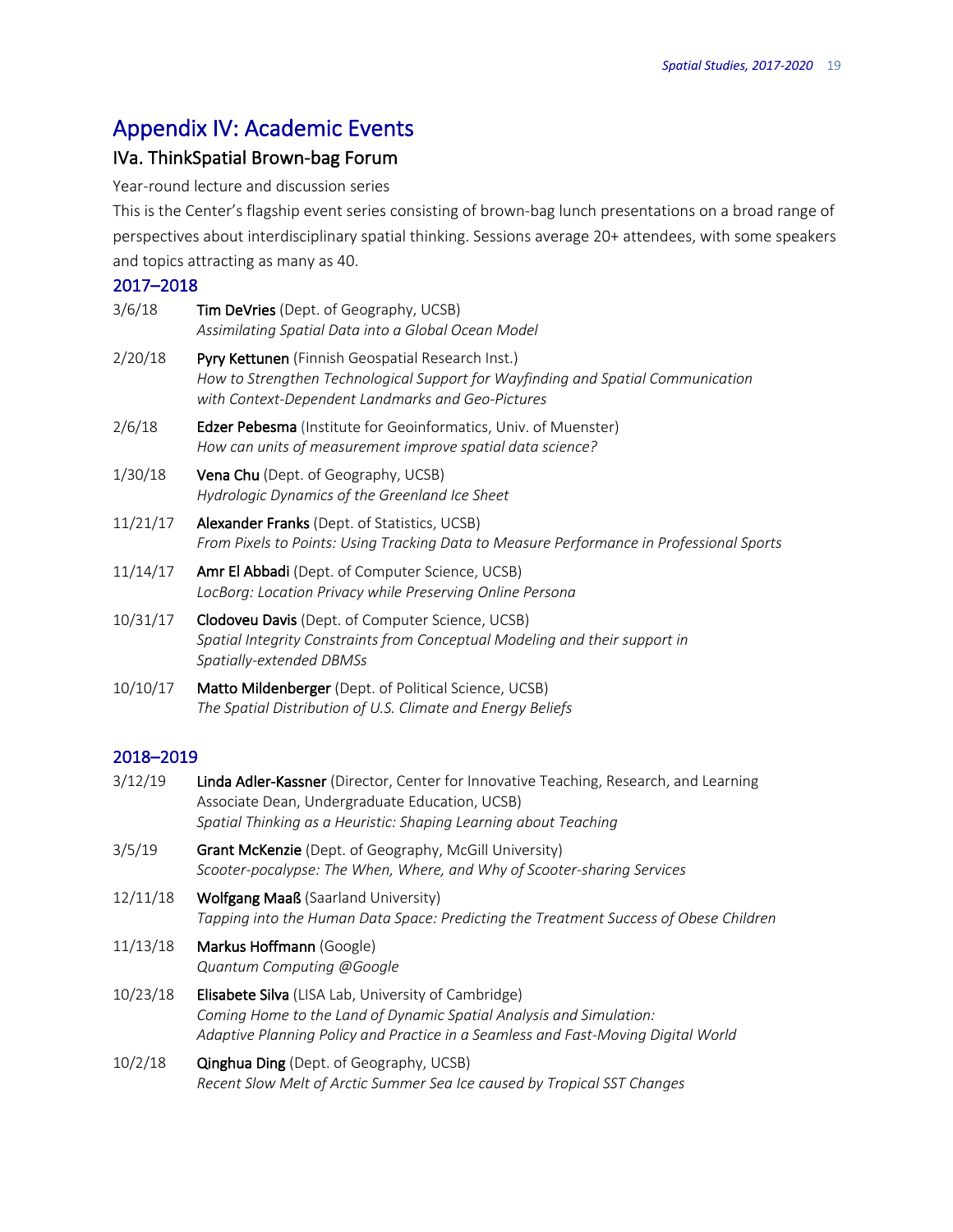# Appendix IV: Academic Events

## IVa. ThinkSpatial Brown-bag Forum

Year-round lecture and discussion series

This is the Center's flagship event series consisting of brown-bag lunch presentations on a broad range of perspectives about interdisciplinary spatial thinking. Sessions average 20+ attendees, with some speakers and topics attracting as many as 40.

### 2017–2018

3/6/18 **Tim DeVries** (Dept. of Geography, UCSB)
*Assimilating Spatial Data into a Global Ocean Model*

2/20/18 **Pyry Kettunen** (Finnish Geospatial Research Inst.)
*How to Strengthen Technological Support for Wayfinding and Spatial Communication with Context-Dependent Landmarks and Geo-Pictures*

2/6/18 **Edzer Pebesma** (Institute for Geoinformatics, Univ. of Muenster)
*How can units of measurement improve spatial data science?*

1/30/18 **Vena Chu** (Dept. of Geography, UCSB)
*Hydrologic Dynamics of the Greenland Ice Sheet*

11/21/17 **Alexander Franks** (Dept. of Statistics, UCSB)
*From Pixels to Points: Using Tracking Data to Measure Performance in Professional Sports*

11/14/17 **Amr El Abbadi** (Dept. of Computer Science, UCSB)
*LocBorg: Location Privacy while Preserving Online Persona*

10/31/17 **Clodoveu Davis** (Dept. of Computer Science, UCSB)
*Spatial Integrity Constraints from Conceptual Modeling and their support in Spatially-extended DBMSs*

10/10/17 **Matto Mildenberger** (Dept. of Political Science, UCSB)
*The Spatial Distribution of U.S. Climate and Energy Beliefs*

### 2018–2019

3/12/19 **Linda Adler-Kassner** (Director, Center for Innovative Teaching, Research, and Learning Associate Dean, Undergraduate Education, UCSB)
*Spatial Thinking as a Heuristic: Shaping Learning about Teaching*

3/5/19 **Grant McKenzie** (Dept. of Geography, McGill University)
*Scooter-pocalypse: The When, Where, and Why of Scooter-sharing Services*

12/11/18 **Wolfgang Maaß** (Saarland University)
*Tapping into the Human Data Space: Predicting the Treatment Success of Obese Children*

11/13/18 **Markus Hoffmann** (Google)
*Quantum Computing @Google*

10/23/18 **Elisabete Silva** (LISA Lab, University of Cambridge)
*Coming Home to the Land of Dynamic Spatial Analysis and Simulation: Adaptive Planning Policy and Practice in a Seamless and Fast-Moving Digital World*

10/2/18 **Qinghua Ding** (Dept. of Geography, UCSB)
*Recent Slow Melt of Arctic Summer Sea Ice caused by Tropical SST Changes*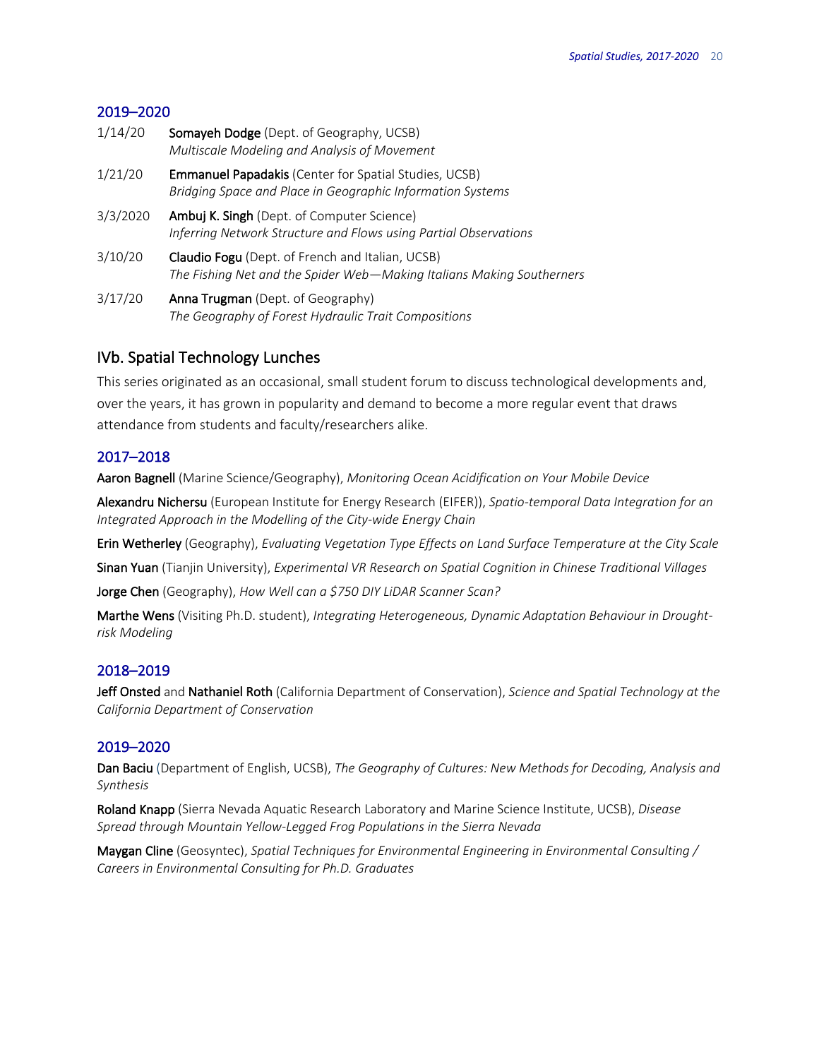### 2019–2020

1/14/20 **Somayeh Dodge** (Dept. of Geography, UCSB)
*Multiscale Modeling and Analysis of Movement*

1/21/20 **Emmanuel Papadakis** (Center for Spatial Studies, UCSB)
*Bridging Space and Place in Geographic Information Systems*

3/3/2020 **Ambuj K. Singh** (Dept. of Computer Science)
*Inferring Network Structure and Flows using Partial Observations*

3/10/20 **Claudio Fogu** (Dept. of French and Italian, UCSB)
*The Fishing Net and the Spider Web—Making Italians Making Southerners*

3/17/20 **Anna Trugman** (Dept. of Geography)
*The Geography of Forest Hydraulic Trait Compositions*

## IVb. Spatial Technology Lunches

This series originated as an occasional, small student forum to discuss technological developments and, over the years, it has grown in popularity and demand to become a more regular event that draws attendance from students and faculty/researchers alike.

### 2017–2018

**Aaron Bagnell** (Marine Science/Geography), *Monitoring Ocean Acidification on Your Mobile Device*

**Alexandru Nichersu** (European Institute for Energy Research (EIFER)), *Spatio-temporal Data Integration for an Integrated Approach in the Modelling of the City-wide Energy Chain*

**Erin Wetherley** (Geography), *Evaluating Vegetation Type Effects on Land Surface Temperature at the City Scale*

**Sinan Yuan** (Tianjin University), *Experimental VR Research on Spatial Cognition in Chinese Traditional Villages*

**Jorge Chen** (Geography), *How Well can a $750 DIY LiDAR Scanner Scan?*

**Marthe Wens** (Visiting Ph.D. student), *Integrating Heterogeneous, Dynamic Adaptation Behaviour in Drought-risk Modeling*

### 2018–2019

**Jeff Onsted** and **Nathaniel Roth** (California Department of Conservation), *Science and Spatial Technology at the California Department of Conservation*

### 2019–2020

**Dan Baciu** (Department of English, UCSB), *The Geography of Cultures: New Methods for Decoding, Analysis and Synthesis*

**Roland Knapp** (Sierra Nevada Aquatic Research Laboratory and Marine Science Institute, UCSB), *Disease Spread through Mountain Yellow-Legged Frog Populations in the Sierra Nevada*

**Maygan Cline** (Geosyntec), *Spatial Techniques for Environmental Engineering in Environmental Consulting / Careers in Environmental Consulting for Ph.D. Graduates*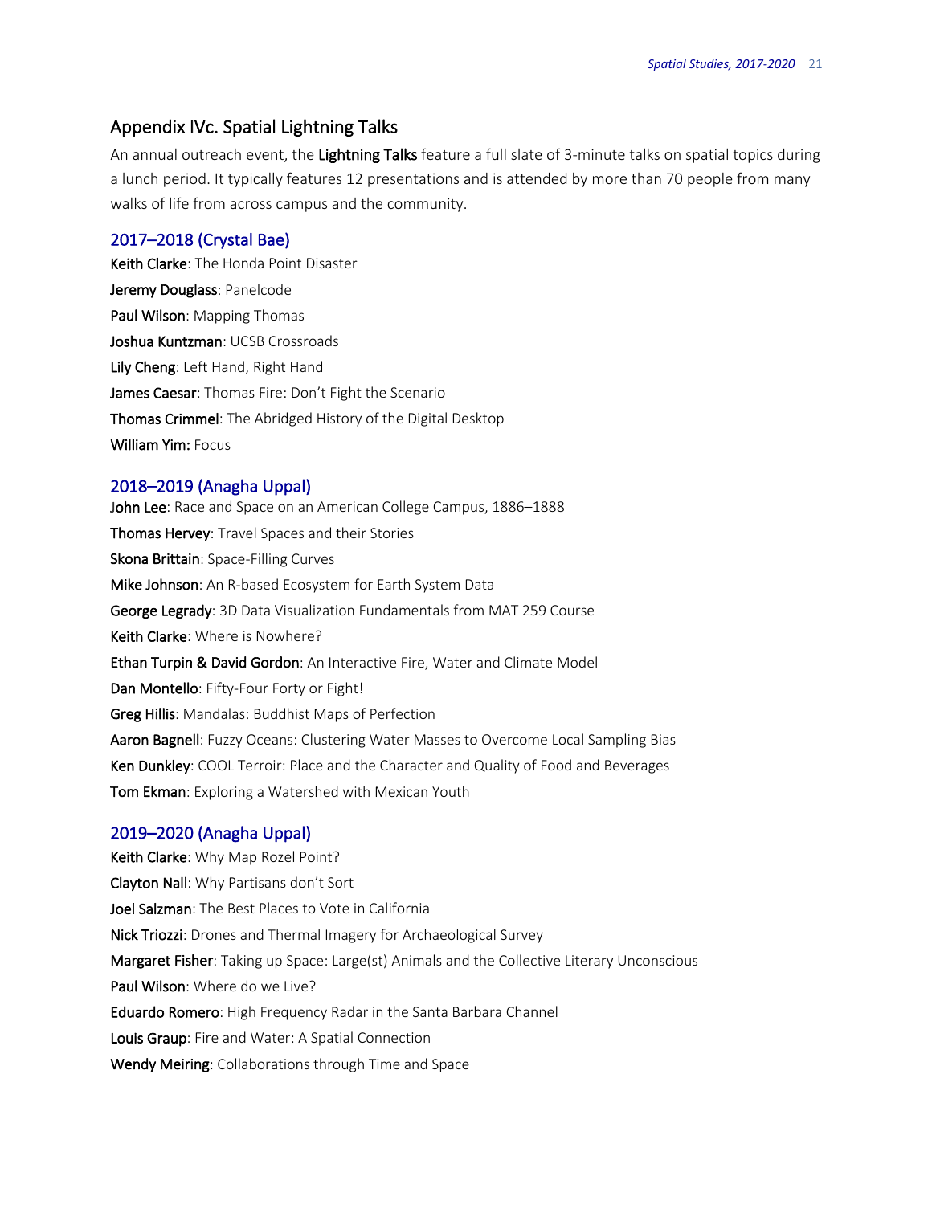## Appendix IVc. Spatial Lightning Talks

An annual outreach event, the **Lightning Talks** feature a full slate of 3-minute talks on spatial topics during a lunch period. It typically features 12 presentations and is attended by more than 70 people from many walks of life from across campus and the community.

### 2017–2018 (Crystal Bae)

**Keith Clarke**: The Honda Point Disaster
**Jeremy Douglass**: Panelcode
**Paul Wilson**: Mapping Thomas
**Joshua Kuntzman**: UCSB Crossroads
**Lily Cheng**: Left Hand, Right Hand
**James Caesar**: Thomas Fire: Don't Fight the Scenario
**Thomas Crimmel**: The Abridged History of the Digital Desktop
**William Yim:** Focus

### 2018–2019 (Anagha Uppal)

**John Lee**: Race and Space on an American College Campus, 1886–1888
**Thomas Hervey**: Travel Spaces and their Stories
**Skona Brittain**: Space-Filling Curves
**Mike Johnson**: An R-based Ecosystem for Earth System Data
**George Legrady**: 3D Data Visualization Fundamentals from MAT 259 Course
**Keith Clarke**: Where is Nowhere?
**Ethan Turpin & David Gordon**: An Interactive Fire, Water and Climate Model
**Dan Montello**: Fifty-Four Forty or Fight!
**Greg Hillis**: Mandalas: Buddhist Maps of Perfection
**Aaron Bagnell**: Fuzzy Oceans: Clustering Water Masses to Overcome Local Sampling Bias
**Ken Dunkley**: COOL Terroir: Place and the Character and Quality of Food and Beverages
**Tom Ekman**: Exploring a Watershed with Mexican Youth

### 2019–2020 (Anagha Uppal)

**Keith Clarke**: Why Map Rozel Point?
**Clayton Nall**: Why Partisans don't Sort
**Joel Salzman**: The Best Places to Vote in California
**Nick Triozzi**: Drones and Thermal Imagery for Archaeological Survey
**Margaret Fisher**: Taking up Space: Large(st) Animals and the Collective Literary Unconscious
**Paul Wilson**: Where do we Live?
**Eduardo Romero**: High Frequency Radar in the Santa Barbara Channel
**Louis Graup**: Fire and Water: A Spatial Connection
**Wendy Meiring**: Collaborations through Time and Space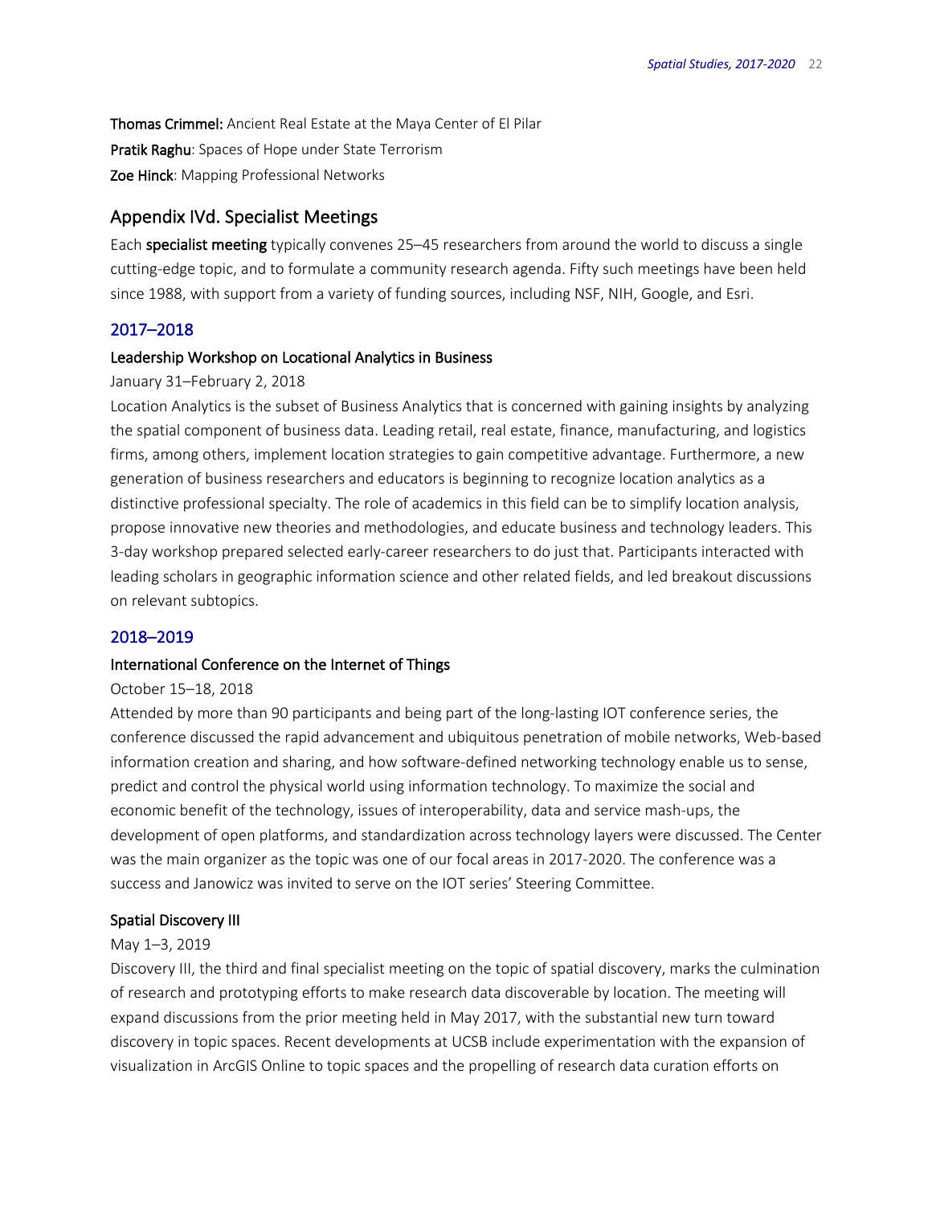**Thomas Crimmel:** Ancient Real Estate at the Maya Center of El Pilar

**Pratik Raghu**: Spaces of Hope under State Terrorism

**Zoe Hinck**: Mapping Professional Networks

## Appendix IVd. Specialist Meetings

Each **specialist meeting** typically convenes 25–45 researchers from around the world to discuss a single cutting-edge topic, and to formulate a community research agenda. Fifty such meetings have been held since 1988, with support from a variety of funding sources, including NSF, NIH, Google, and Esri.

### 2017–2018

#### Leadership Workshop on Locational Analytics in Business

January 31–February 2, 2018

Location Analytics is the subset of Business Analytics that is concerned with gaining insights by analyzing the spatial component of business data. Leading retail, real estate, finance, manufacturing, and logistics firms, among others, implement location strategies to gain competitive advantage. Furthermore, a new generation of business researchers and educators is beginning to recognize location analytics as a distinctive professional specialty. The role of academics in this field can be to simplify location analysis, propose innovative new theories and methodologies, and educate business and technology leaders. This 3-day workshop prepared selected early-career researchers to do just that. Participants interacted with leading scholars in geographic information science and other related fields, and led breakout discussions on relevant subtopics.

### 2018–2019

#### International Conference on the Internet of Things

October 15–18, 2018

Attended by more than 90 participants and being part of the long-lasting IOT conference series, the conference discussed the rapid advancement and ubiquitous penetration of mobile networks, Web-based information creation and sharing, and how software-defined networking technology enable us to sense, predict and control the physical world using information technology. To maximize the social and economic benefit of the technology, issues of interoperability, data and service mash-ups, the development of open platforms, and standardization across technology layers were discussed. The Center was the main organizer as the topic was one of our focal areas in 2017-2020. The conference was a success and Janowicz was invited to serve on the IOT series' Steering Committee.

#### Spatial Discovery III

May 1–3, 2019

Discovery III, the third and final specialist meeting on the topic of spatial discovery, marks the culmination of research and prototyping efforts to make research data discoverable by location. The meeting will expand discussions from the prior meeting held in May 2017, with the substantial new turn toward discovery in topic spaces. Recent developments at UCSB include experimentation with the expansion of visualization in ArcGIS Online to topic spaces and the propelling of research data curation efforts on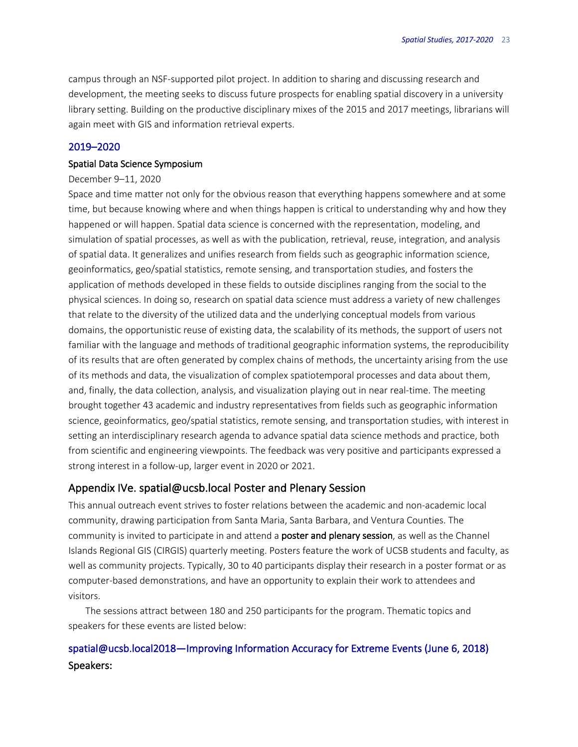campus through an NSF-supported pilot project. In addition to sharing and discussing research and development, the meeting seeks to discuss future prospects for enabling spatial discovery in a university library setting. Building on the productive disciplinary mixes of the 2015 and 2017 meetings, librarians will again meet with GIS and information retrieval experts.

### 2019–2020

#### Spatial Data Science Symposium

December 9–11, 2020

Space and time matter not only for the obvious reason that everything happens somewhere and at some time, but because knowing where and when things happen is critical to understanding why and how they happened or will happen. Spatial data science is concerned with the representation, modeling, and simulation of spatial processes, as well as with the publication, retrieval, reuse, integration, and analysis of spatial data. It generalizes and unifies research from fields such as geographic information science, geoinformatics, geo/spatial statistics, remote sensing, and transportation studies, and fosters the application of methods developed in these fields to outside disciplines ranging from the social to the physical sciences. In doing so, research on spatial data science must address a variety of new challenges that relate to the diversity of the utilized data and the underlying conceptual models from various domains, the opportunistic reuse of existing data, the scalability of its methods, the support of users not familiar with the language and methods of traditional geographic information systems, the reproducibility of its results that are often generated by complex chains of methods, the uncertainty arising from the use of its methods and data, the visualization of complex spatiotemporal processes and data about them, and, finally, the data collection, analysis, and visualization playing out in near real-time. The meeting brought together 43 academic and industry representatives from fields such as geographic information science, geoinformatics, geo/spatial statistics, remote sensing, and transportation studies, with interest in setting an interdisciplinary research agenda to advance spatial data science methods and practice, both from scientific and engineering viewpoints. The feedback was very positive and participants expressed a strong interest in a follow-up, larger event in 2020 or 2021.

## Appendix IVe. spatial@ucsb.local Poster and Plenary Session

This annual outreach event strives to foster relations between the academic and non-academic local community, drawing participation from Santa Maria, Santa Barbara, and Ventura Counties. The community is invited to participate in and attend a **poster and plenary session**, as well as the Channel Islands Regional GIS (CIRGIS) quarterly meeting. Posters feature the work of UCSB students and faculty, as well as community projects. Typically, 30 to 40 participants display their research in a poster format or as computer-based demonstrations, and have an opportunity to explain their work to attendees and visitors.

The sessions attract between 180 and 250 participants for the program. Thematic topics and speakers for these events are listed below:

### spatial@ucsb.local2018—Improving Information Accuracy for Extreme Events (June 6, 2018)

**Speakers:**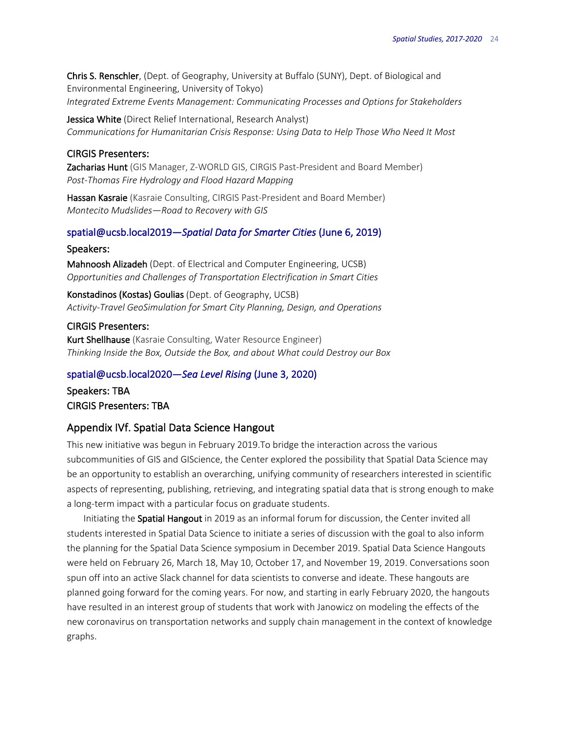**Chris S. Renschler**, (Dept. of Geography, University at Buffalo (SUNY), Dept. of Biological and Environmental Engineering, University of Tokyo)
*Integrated Extreme Events Management: Communicating Processes and Options for Stakeholders*

**Jessica White** (Direct Relief International, Research Analyst)
*Communications for Humanitarian Crisis Response: Using Data to Help Those Who Need It Most*

#### CIRGIS Presenters:

**Zacharias Hunt** (GIS Manager, Z-WORLD GIS, CIRGIS Past-President and Board Member)
*Post-Thomas Fire Hydrology and Flood Hazard Mapping*

**Hassan Kasraie** (Kasraie Consulting, CIRGIS Past-President and Board Member)
*Montecito Mudslides—Road to Recovery with GIS*

### spatial@ucsb.local2019—*Spatial Data for Smarter Cities* (June 6, 2019)

#### Speakers:

**Mahnoosh Alizadeh** (Dept. of Electrical and Computer Engineering, UCSB)
*Opportunities and Challenges of Transportation Electrification in Smart Cities*

**Konstadinos (Kostas) Goulias** (Dept. of Geography, UCSB)
*Activity-Travel GeoSimulation for Smart City Planning, Design, and Operations*

#### CIRGIS Presenters:

**Kurt Shellhause** (Kasraie Consulting, Water Resource Engineer)
*Thinking Inside the Box, Outside the Box, and about What could Destroy our Box*

### spatial@ucsb.local2020—*Sea Level Rising* (June 3, 2020)

#### Speakers: TBA

#### CIRGIS Presenters: TBA

## Appendix IVf. Spatial Data Science Hangout

This new initiative was begun in February 2019.To bridge the interaction across the various subcommunities of GIS and GIScience, the Center explored the possibility that Spatial Data Science may be an opportunity to establish an overarching, unifying community of researchers interested in scientific aspects of representing, publishing, retrieving, and integrating spatial data that is strong enough to make a long-term impact with a particular focus on graduate students.

Initiating the **Spatial Hangout** in 2019 as an informal forum for discussion, the Center invited all students interested in Spatial Data Science to initiate a series of discussion with the goal to also inform the planning for the Spatial Data Science symposium in December 2019. Spatial Data Science Hangouts were held on February 26, March 18, May 10, October 17, and November 19, 2019. Conversations soon spun off into an active Slack channel for data scientists to converse and ideate. These hangouts are planned going forward for the coming years. For now, and starting in early February 2020, the hangouts have resulted in an interest group of students that work with Janowicz on modeling the effects of the new coronavirus on transportation networks and supply chain management in the context of knowledge graphs.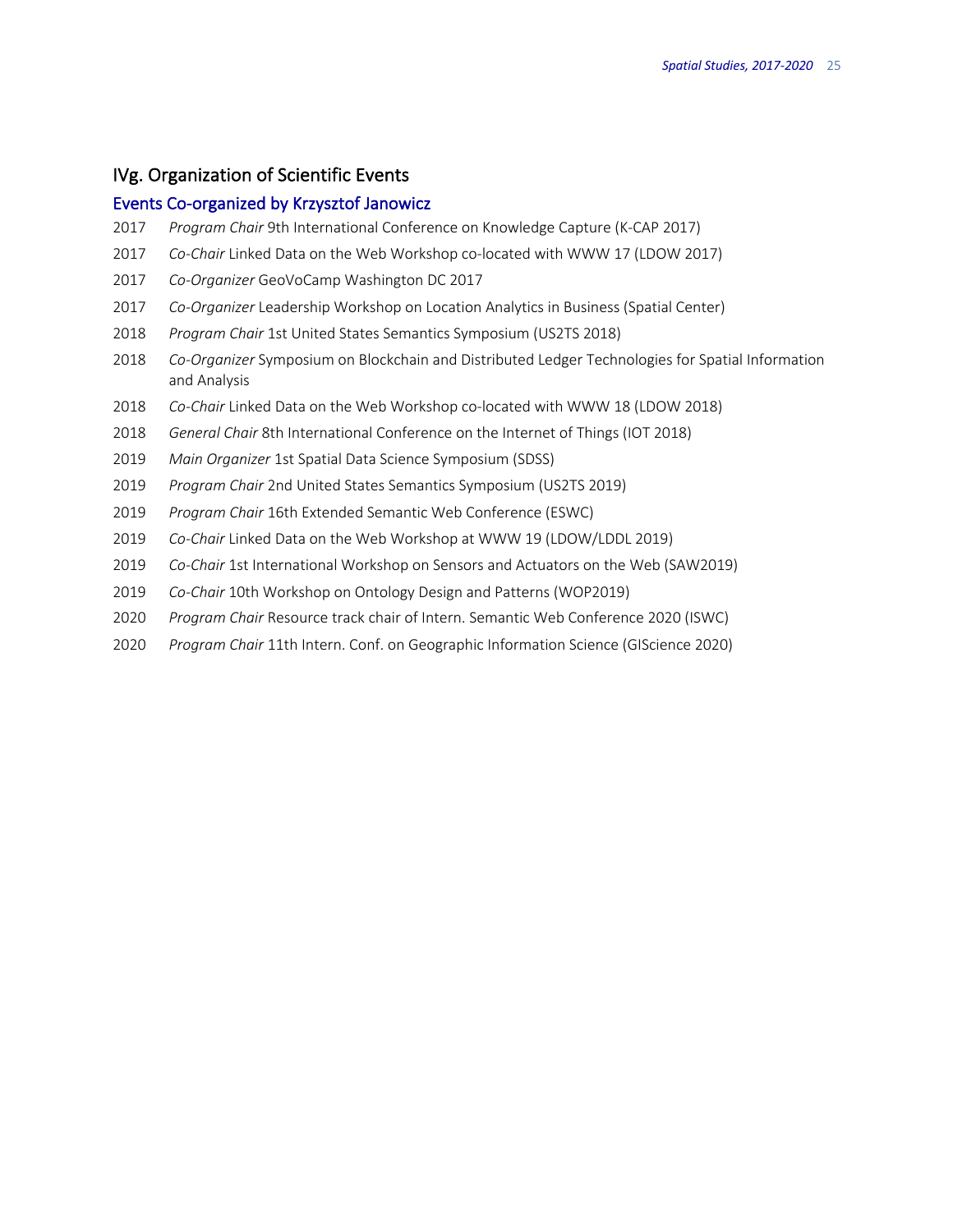## IVg. Organization of Scientific Events

### Events Co-organized by Krzysztof Janowicz

2017 *Program Chair* 9th International Conference on Knowledge Capture (K-CAP 2017)

2017 *Co-Chair* Linked Data on the Web Workshop co-located with WWW 17 (LDOW 2017)

2017 *Co-Organizer* GeoVoCamp Washington DC 2017

2017 *Co-Organizer* Leadership Workshop on Location Analytics in Business (Spatial Center)

2018 *Program Chair* 1st United States Semantics Symposium (US2TS 2018)

2018 *Co-Organizer* Symposium on Blockchain and Distributed Ledger Technologies for Spatial Information and Analysis

2018 *Co-Chair* Linked Data on the Web Workshop co-located with WWW 18 (LDOW 2018)

2018 *General Chair* 8th International Conference on the Internet of Things (IOT 2018)

2019 *Main Organizer* 1st Spatial Data Science Symposium (SDSS)

2019 *Program Chair* 2nd United States Semantics Symposium (US2TS 2019)

2019 *Program Chair* 16th Extended Semantic Web Conference (ESWC)

2019 *Co-Chair* Linked Data on the Web Workshop at WWW 19 (LDOW/LDDL 2019)

2019 *Co-Chair* 1st International Workshop on Sensors and Actuators on the Web (SAW2019)

2019 *Co-Chair* 10th Workshop on Ontology Design and Patterns (WOP2019)

2020 *Program Chair* Resource track chair of Intern. Semantic Web Conference 2020 (ISWC)

2020 *Program Chair* 11th Intern. Conf. on Geographic Information Science (GIScience 2020)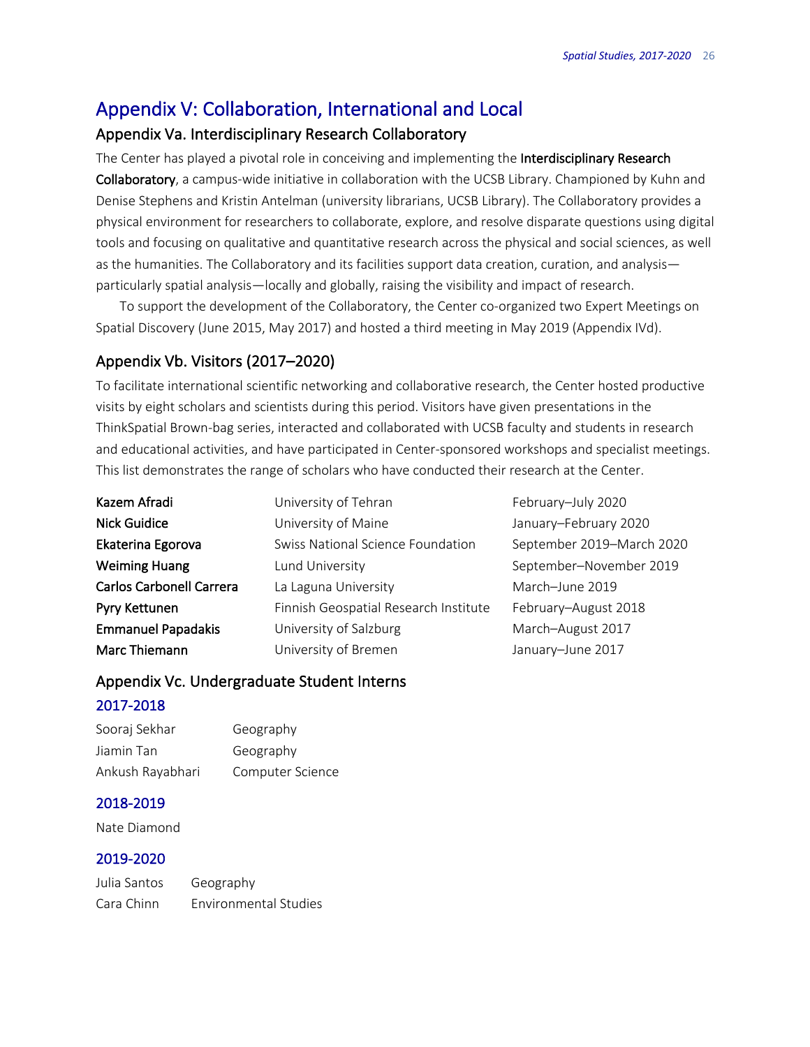# Appendix V: Collaboration, International and Local

## Appendix Va. Interdisciplinary Research Collaboratory

The Center has played a pivotal role in conceiving and implementing the **Interdisciplinary Research Collaboratory**, a campus-wide initiative in collaboration with the UCSB Library. Championed by Kuhn and Denise Stephens and Kristin Antelman (university librarians, UCSB Library). The Collaboratory provides a physical environment for researchers to collaborate, explore, and resolve disparate questions using digital tools and focusing on qualitative and quantitative research across the physical and social sciences, as well as the humanities. The Collaboratory and its facilities support data creation, curation, and analysis—particularly spatial analysis—locally and globally, raising the visibility and impact of research.

To support the development of the Collaboratory, the Center co-organized two Expert Meetings on Spatial Discovery (June 2015, May 2017) and hosted a third meeting in May 2019 (Appendix IVd).

## Appendix Vb. Visitors (2017–2020)

To facilitate international scientific networking and collaborative research, the Center hosted productive visits by eight scholars and scientists during this period. Visitors have given presentations in the ThinkSpatial Brown-bag series, interacted and collaborated with UCSB faculty and students in research and educational activities, and have participated in Center-sponsored workshops and specialist meetings. This list demonstrates the range of scholars who have conducted their research at the Center.

| | | |
|---|---|---|
| **Kazem Afradi** | University of Tehran | February–July 2020 |
| **Nick Guidice** | University of Maine | January–February 2020 |
| **Ekaterina Egorova** | Swiss National Science Foundation | September 2019–March 2020 |
| **Weiming Huang** | Lund University | September–November 2019 |
| **Carlos Carbonell Carrera** | La Laguna University | March–June 2019 |
| **Pyry Kettunen** | Finnish Geospatial Research Institute | February–August 2018 |
| **Emmanuel Papadakis** | University of Salzburg | March–August 2017 |
| **Marc Thiemann** | University of Bremen | January–June 2017 |

## Appendix Vc. Undergraduate Student Interns

### 2017-2018

| | |
|---|---|
| Sooraj Sekhar | Geography |
| Jiamin Tan | Geography |
| Ankush Rayabhari | Computer Science |

### 2018-2019

Nate Diamond

### 2019-2020

| | |
|---|---|
| Julia Santos | Geography |
| Cara Chinn | Environmental Studies |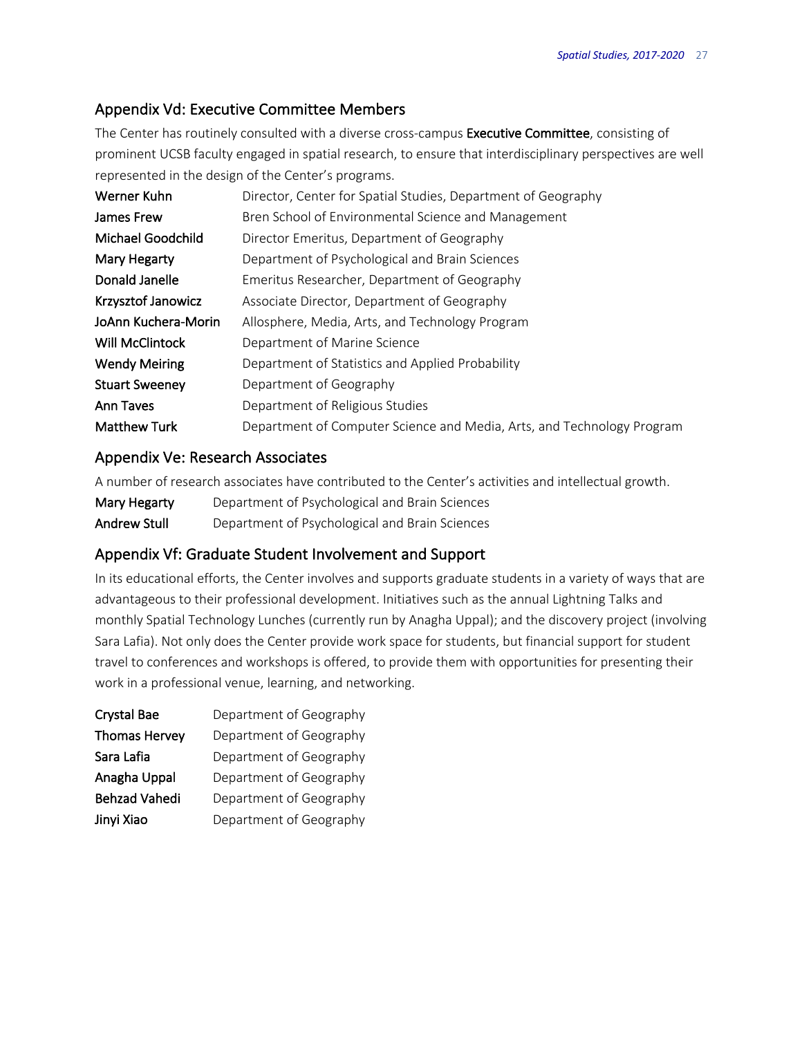## Appendix Vd: Executive Committee Members

The Center has routinely consulted with a diverse cross-campus **Executive Committee**, consisting of prominent UCSB faculty engaged in spatial research, to ensure that interdisciplinary perspectives are well represented in the design of the Center's programs.

| | |
|---|---|
| **Werner Kuhn** | Director, Center for Spatial Studies, Department of Geography |
| **James Frew** | Bren School of Environmental Science and Management |
| **Michael Goodchild** | Director Emeritus, Department of Geography |
| **Mary Hegarty** | Department of Psychological and Brain Sciences |
| **Donald Janelle** | Emeritus Researcher, Department of Geography |
| **Krzysztof Janowicz** | Associate Director, Department of Geography |
| **JoAnn Kuchera-Morin** | Allosphere, Media, Arts, and Technology Program |
| **Will McClintock** | Department of Marine Science |
| **Wendy Meiring** | Department of Statistics and Applied Probability |
| **Stuart Sweeney** | Department of Geography |
| **Ann Taves** | Department of Religious Studies |
| **Matthew Turk** | Department of Computer Science and Media, Arts, and Technology Program |

## Appendix Ve: Research Associates

A number of research associates have contributed to the Center's activities and intellectual growth.

| | |
|---|---|
| **Mary Hegarty** | Department of Psychological and Brain Sciences |
| **Andrew Stull** | Department of Psychological and Brain Sciences |

## Appendix Vf: Graduate Student Involvement and Support

In its educational efforts, the Center involves and supports graduate students in a variety of ways that are advantageous to their professional development. Initiatives such as the annual Lightning Talks and monthly Spatial Technology Lunches (currently run by Anagha Uppal); and the discovery project (involving Sara Lafia). Not only does the Center provide work space for students, but financial support for student travel to conferences and workshops is offered, to provide them with opportunities for presenting their work in a professional venue, learning, and networking.

| | |
|---|---|
| **Crystal Bae** | Department of Geography |
| **Thomas Hervey** | Department of Geography |
| **Sara Lafia** | Department of Geography |
| **Anagha Uppal** | Department of Geography |
| **Behzad Vahedi** | Department of Geography |
| **Jinyi Xiao** | Department of Geography |